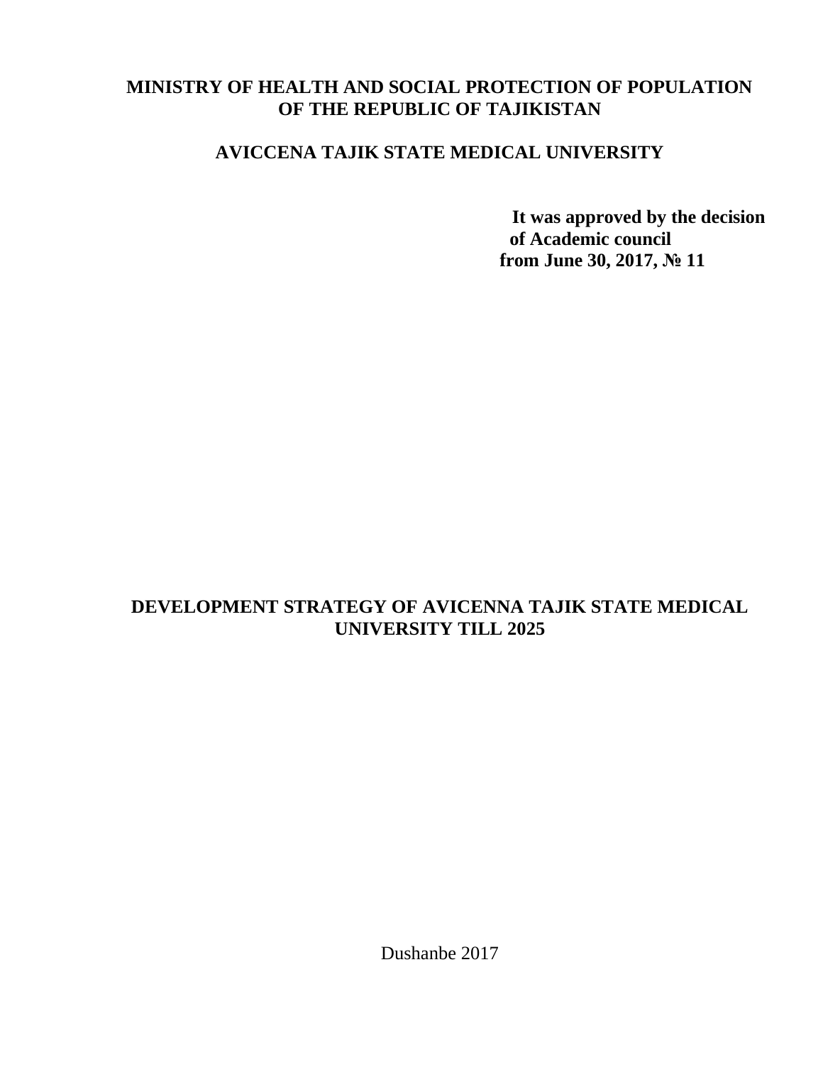**MINISTRY OF HEALTH AND SOCIAL PROTECTION OF POPULATION OF THE REPUBLIC OF TAJIKISTAN**

**AVICCENA TAJIK STATE MEDICAL UNIVERSITY**

**It was approved by the decision of Academic council from June 30, 2017, № 11**

# DEVELOPMENT STRATEGY OF AVICENNA TAJIK STATE MEDICAL UNIVERSITY TILL 2025

Dushanbe 2017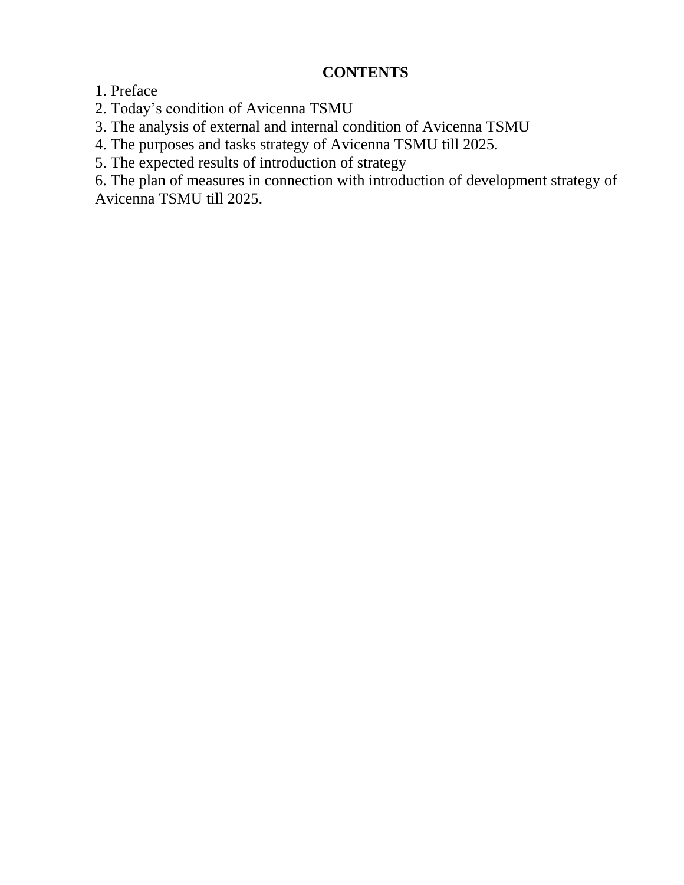## CONTENTS

1. Preface
2. Today’s condition of Avicenna TSMU
3. The analysis of external and internal condition of Avicenna TSMU
4. The purposes and tasks strategy of Avicenna TSMU till 2025.
5. The expected results of introduction of strategy
6. The plan of measures in connection with introduction of development strategy of Avicenna TSMU till 2025.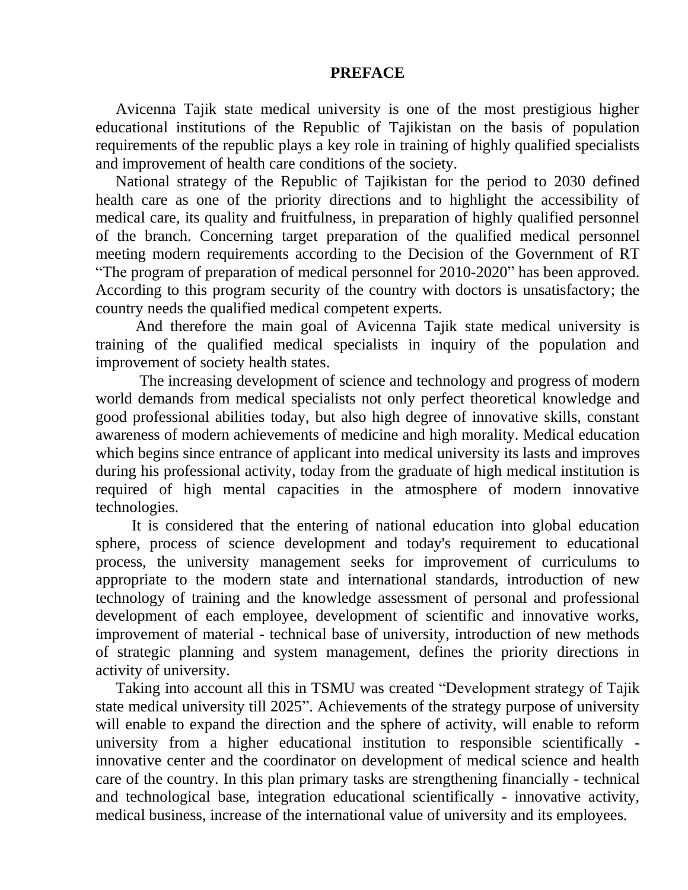# PREFACE

Avicenna Tajik state medical university is one of the most prestigious higher educational institutions of the Republic of Tajikistan on the basis of population requirements of the republic plays a key role in training of highly qualified specialists and improvement of health care conditions of the society.

National strategy of the Republic of Tajikistan for the period to 2030 defined health care as one of the priority directions and to highlight the accessibility of medical care, its quality and fruitfulness, in preparation of highly qualified personnel of the branch. Concerning target preparation of the qualified medical personnel meeting modern requirements according to the Decision of the Government of RT "The program of preparation of medical personnel for 2010-2020" has been approved. According to this program security of the country with doctors is unsatisfactory; the country needs the qualified medical competent experts.

And therefore the main goal of Avicenna Tajik state medical university is training of the qualified medical specialists in inquiry of the population and improvement of society health states.

The increasing development of science and technology and progress of modern world demands from medical specialists not only perfect theoretical knowledge and good professional abilities today, but also high degree of innovative skills, constant awareness of modern achievements of medicine and high morality. Medical education which begins since entrance of applicant into medical university its lasts and improves during his professional activity, today from the graduate of high medical institution is required of high mental capacities in the atmosphere of modern innovative technologies.

It is considered that the entering of national education into global education sphere, process of science development and today's requirement to educational process, the university management seeks for improvement of curriculums to appropriate to the modern state and international standards, introduction of new technology of training and the knowledge assessment of personal and professional development of each employee, development of scientific and innovative works, improvement of material - technical base of university, introduction of new methods of strategic planning and system management, defines the priority directions in activity of university.

Taking into account all this in TSMU was created "Development strategy of Tajik state medical university till 2025". Achievements of the strategy purpose of university will enable to expand the direction and the sphere of activity, will enable to reform university from a higher educational institution to responsible scientifically - innovative center and the coordinator on development of medical science and health care of the country. In this plan primary tasks are strengthening financially - technical and technological base, integration educational scientifically - innovative activity, medical business, increase of the international value of university and its employees.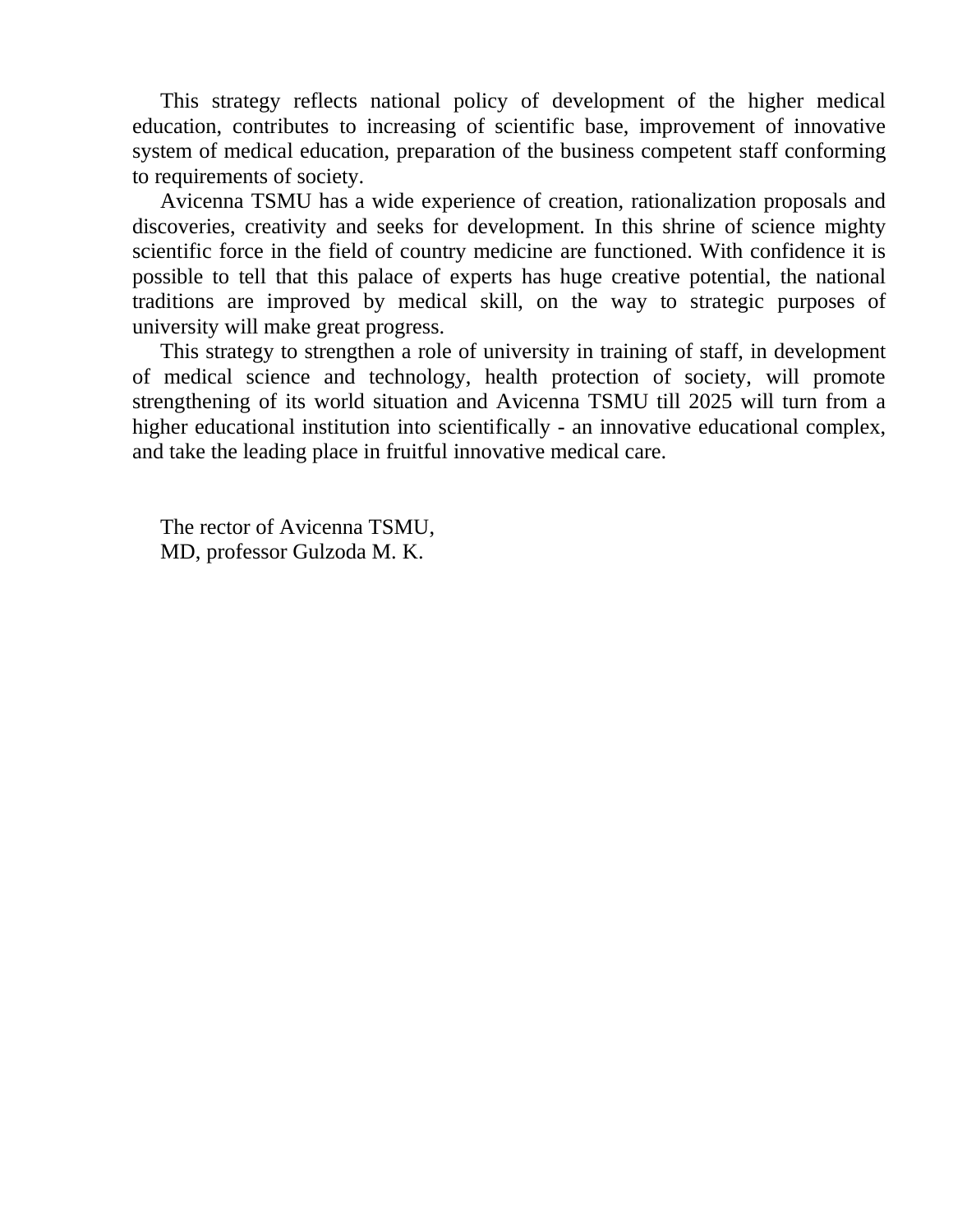This strategy reflects national policy of development of the higher medical education, contributes to increasing of scientific base, improvement of innovative system of medical education, preparation of the business competent staff conforming to requirements of society.

Avicenna TSMU has a wide experience of creation, rationalization proposals and discoveries, creativity and seeks for development. In this shrine of science mighty scientific force in the field of country medicine are functioned. With confidence it is possible to tell that this palace of experts has huge creative potential, the national traditions are improved by medical skill, on the way to strategic purposes of university will make great progress.

This strategy to strengthen a role of university in training of staff, in development of medical science and technology, health protection of society, will promote strengthening of its world situation and Avicenna TSMU till 2025 will turn from a higher educational institution into scientifically - an innovative educational complex, and take the leading place in fruitful innovative medical care.

The rector of Avicenna TSMU,
MD, professor Gulzoda M. K.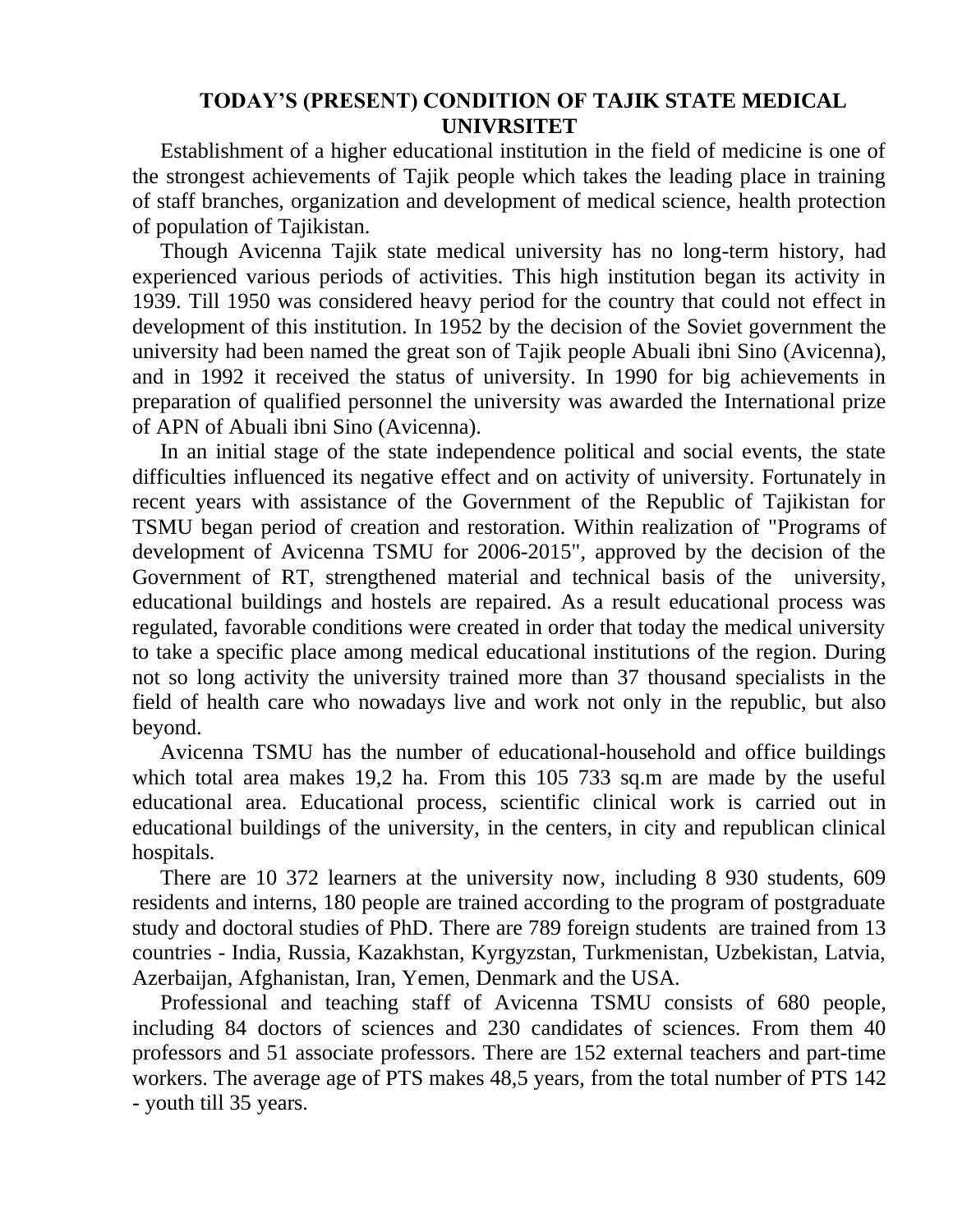## TODAY'S (PRESENT) CONDITION OF TAJIK STATE MEDICAL UNIVRSITET

Establishment of a higher educational institution in the field of medicine is one of the strongest achievements of Tajik people which takes the leading place in training of staff branches, organization and development of medical science, health protection of population of Tajikistan.

Though Avicenna Tajik state medical university has no long-term history, had experienced various periods of activities. This high institution began its activity in 1939. Till 1950 was considered heavy period for the country that could not effect in development of this institution. In 1952 by the decision of the Soviet government the university had been named the great son of Tajik people Abuali ibni Sino (Avicenna), and in 1992 it received the status of university. In 1990 for big achievements in preparation of qualified personnel the university was awarded the International prize of APN of Abuali ibni Sino (Avicenna).

In an initial stage of the state independence political and social events, the state difficulties influenced its negative effect and on activity of university. Fortunately in recent years with assistance of the Government of the Republic of Tajikistan for TSMU began period of creation and restoration. Within realization of "Programs of development of Avicenna TSMU for 2006-2015", approved by the decision of the Government of RT, strengthened material and technical basis of the university, educational buildings and hostels are repaired. As a result educational process was regulated, favorable conditions were created in order that today the medical university to take a specific place among medical educational institutions of the region. During not so long activity the university trained more than 37 thousand specialists in the field of health care who nowadays live and work not only in the republic, but also beyond.

Avicenna TSMU has the number of educational-household and office buildings which total area makes 19,2 ha. From this 105 733 sq.m are made by the useful educational area. Educational process, scientific clinical work is carried out in educational buildings of the university, in the centers, in city and republican clinical hospitals.

There are 10 372 learners at the university now, including 8 930 students, 609 residents and interns, 180 people are trained according to the program of postgraduate study and doctoral studies of PhD. There are 789 foreign students are trained from 13 countries - India, Russia, Kazakhstan, Kyrgyzstan, Turkmenistan, Uzbekistan, Latvia, Azerbaijan, Afghanistan, Iran, Yemen, Denmark and the USA.

Professional and teaching staff of Avicenna TSMU consists of 680 people, including 84 doctors of sciences and 230 candidates of sciences. From them 40 professors and 51 associate professors. There are 152 external teachers and part-time workers. The average age of PTS makes 48,5 years, from the total number of PTS 142 - youth till 35 years.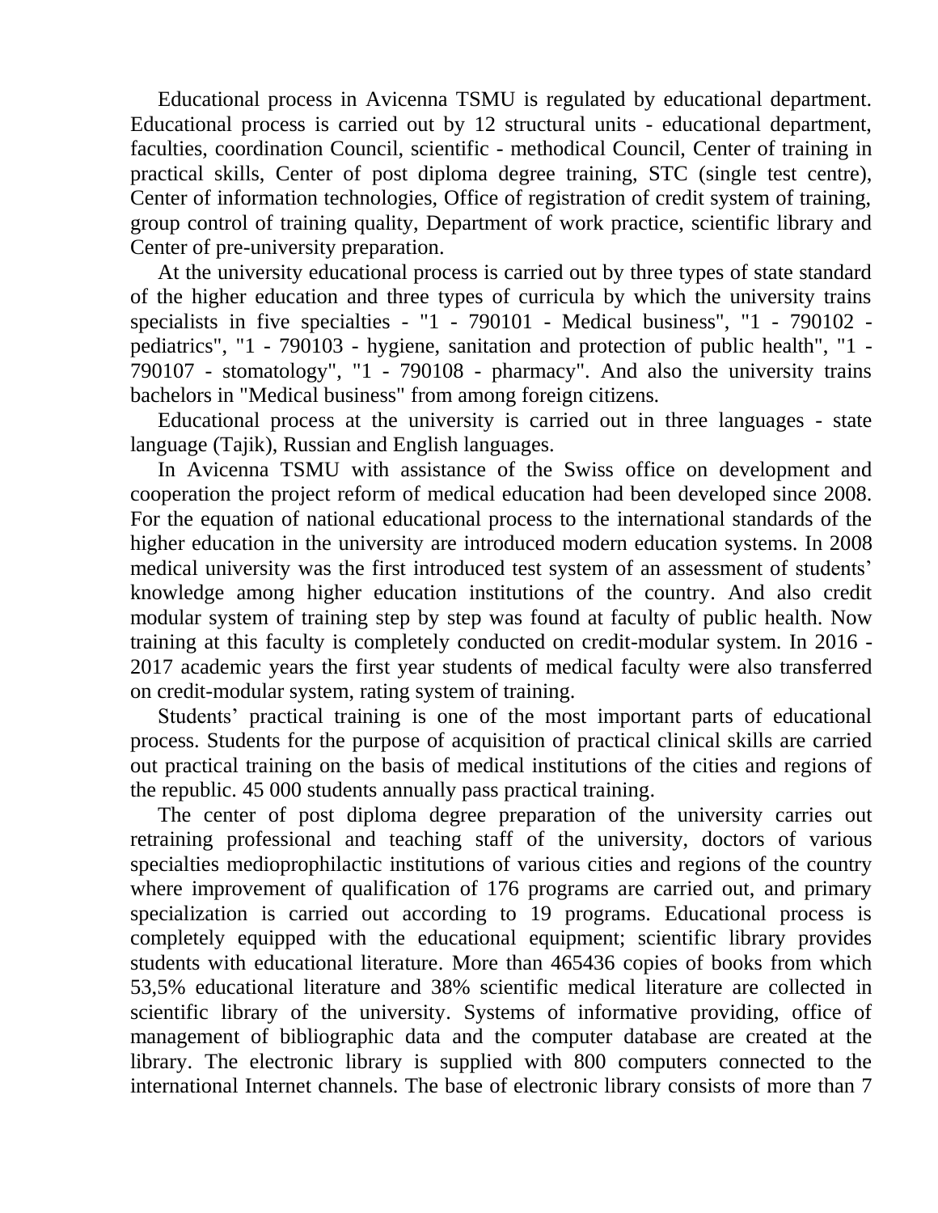Educational process in Avicenna TSMU is regulated by educational department. Educational process is carried out by 12 structural units - educational department, faculties, coordination Council, scientific - methodical Council, Center of training in practical skills, Center of post diploma degree training, STC (single test centre), Center of information technologies, Office of registration of credit system of training, group control of training quality, Department of work practice, scientific library and Center of pre-university preparation.

At the university educational process is carried out by three types of state standard of the higher education and three types of curricula by which the university trains specialists in five specialties - "1 - 790101 - Medical business", "1 - 790102 - pediatrics", "1 - 790103 - hygiene, sanitation and protection of public health", "1 - 790107 - stomatology", "1 - 790108 - pharmacy". And also the university trains bachelors in "Medical business" from among foreign citizens.

Educational process at the university is carried out in three languages - state language (Tajik), Russian and English languages.

In Avicenna TSMU with assistance of the Swiss office on development and cooperation the project reform of medical education had been developed since 2008. For the equation of national educational process to the international standards of the higher education in the university are introduced modern education systems. In 2008 medical university was the first introduced test system of an assessment of students' knowledge among higher education institutions of the country. And also credit modular system of training step by step was found at faculty of public health. Now training at this faculty is completely conducted on credit-modular system. In 2016 - 2017 academic years the first year students of medical faculty were also transferred on credit-modular system, rating system of training.

Students' practical training is one of the most important parts of educational process. Students for the purpose of acquisition of practical clinical skills are carried out practical training on the basis of medical institutions of the cities and regions of the republic. 45 000 students annually pass practical training.

The center of post diploma degree preparation of the university carries out retraining professional and teaching staff of the university, doctors of various specialties medioprophilactic institutions of various cities and regions of the country where improvement of qualification of 176 programs are carried out, and primary specialization is carried out according to 19 programs. Educational process is completely equipped with the educational equipment; scientific library provides students with educational literature. More than 465436 copies of books from which 53,5% educational literature and 38% scientific medical literature are collected in scientific library of the university. Systems of informative providing, office of management of bibliographic data and the computer database are created at the library. The electronic library is supplied with 800 computers connected to the international Internet channels. The base of electronic library consists of more than 7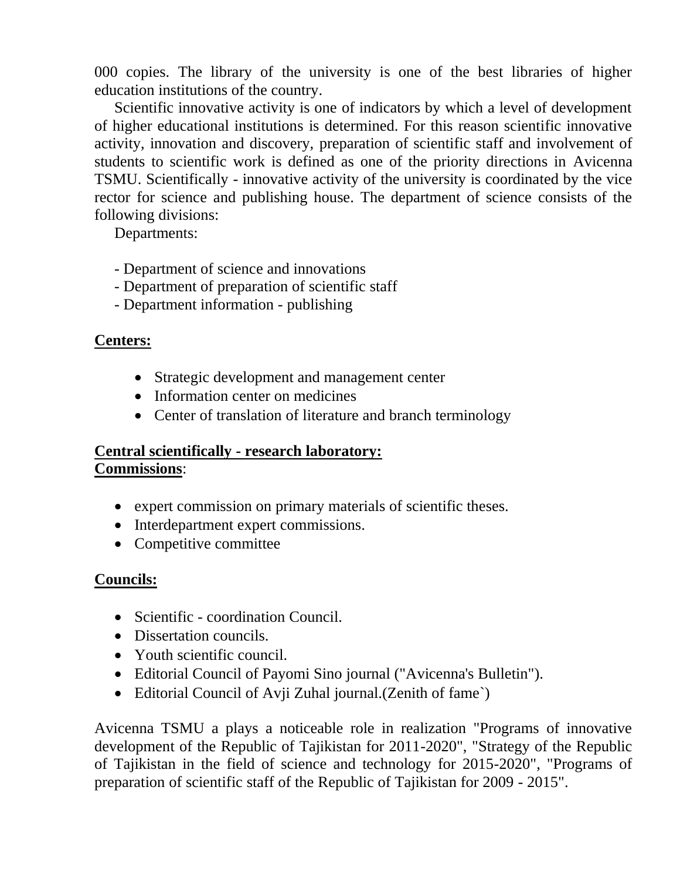000 copies. The library of the university is one of the best libraries of higher education institutions of the country.

Scientific innovative activity is one of indicators by which a level of development of higher educational institutions is determined. For this reason scientific innovative activity, innovation and discovery, preparation of scientific staff and involvement of students to scientific work is defined as one of the priority directions in Avicenna TSMU. Scientifically - innovative activity of the university is coordinated by the vice rector for science and publishing house. The department of science consists of the following divisions:

Departments:

- Department of science and innovations
- Department of preparation of scientific staff
- Department information - publishing

**Centers:**

- Strategic development and management center
- Information center on medicines
- Center of translation of literature and branch terminology

**Central scientifically - research laboratory:**
**Commissions**:

- expert commission on primary materials of scientific theses.
- Interdepartment expert commissions.
- Competitive committee

**Councils:**

- Scientific - coordination Council.
- Dissertation councils.
- Youth scientific council.
- Editorial Council of Payomi Sino journal ("Avicenna's Bulletin").
- Editorial Council of Avji Zuhal journal.(Zenith of fame`)

Avicenna TSMU a plays a noticeable role in realization "Programs of innovative development of the Republic of Tajikistan for 2011-2020", "Strategy of the Republic of Tajikistan in the field of science and technology for 2015-2020", "Programs of preparation of scientific staff of the Republic of Tajikistan for 2009 - 2015".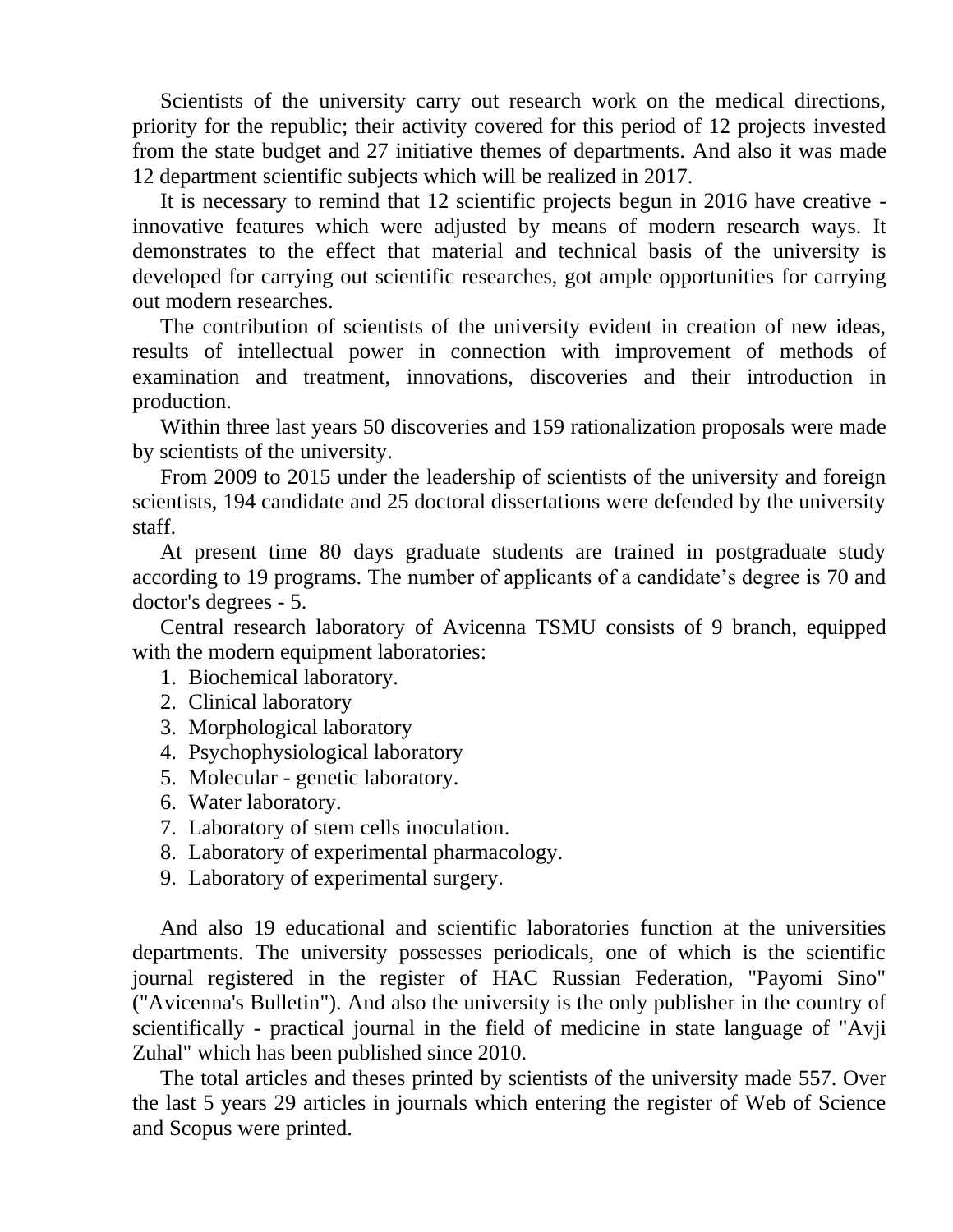Scientists of the university carry out research work on the medical directions, priority for the republic; their activity covered for this period of 12 projects invested from the state budget and 27 initiative themes of departments. And also it was made 12 department scientific subjects which will be realized in 2017.

It is necessary to remind that 12 scientific projects begun in 2016 have creative - innovative features which were adjusted by means of modern research ways. It demonstrates to the effect that material and technical basis of the university is developed for carrying out scientific researches, got ample opportunities for carrying out modern researches.

The contribution of scientists of the university evident in creation of new ideas, results of intellectual power in connection with improvement of methods of examination and treatment, innovations, discoveries and their introduction in production.

Within three last years 50 discoveries and 159 rationalization proposals were made by scientists of the university.

From 2009 to 2015 under the leadership of scientists of the university and foreign scientists, 194 candidate and 25 doctoral dissertations were defended by the university staff.

At present time 80 days graduate students are trained in postgraduate study according to 19 programs. The number of applicants of a candidate's degree is 70 and doctor's degrees - 5.

Central research laboratory of Avicenna TSMU consists of 9 branch, equipped with the modern equipment laboratories:

1. Biochemical laboratory.
2. Clinical laboratory
3. Morphological laboratory
4. Psychophysiological laboratory
5. Molecular - genetic laboratory.
6. Water laboratory.
7. Laboratory of stem cells inoculation.
8. Laboratory of experimental pharmacology.
9. Laboratory of experimental surgery.

And also 19 educational and scientific laboratories function at the universities departments. The university possesses periodicals, one of which is the scientific journal registered in the register of HAC Russian Federation, "Payomi Sino" ("Avicenna's Bulletin"). And also the university is the only publisher in the country of scientifically - practical journal in the field of medicine in state language of "Avji Zuhal" which has been published since 2010.

The total articles and theses printed by scientists of the university made 557. Over the last 5 years 29 articles in journals which entering the register of Web of Science and Scopus were printed.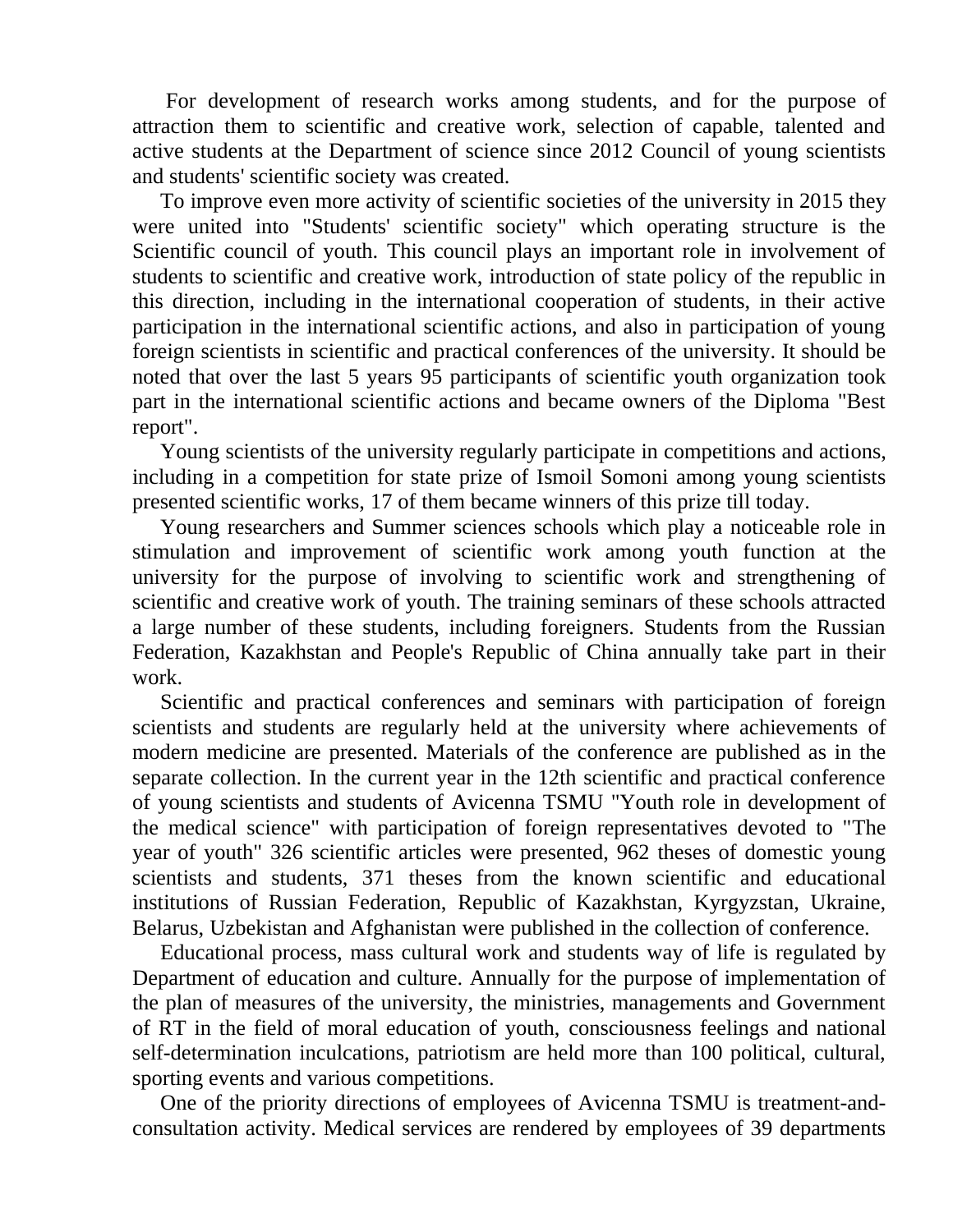For development of research works among students, and for the purpose of attraction them to scientific and creative work, selection of capable, talented and active students at the Department of science since 2012 Council of young scientists and students' scientific society was created.

To improve even more activity of scientific societies of the university in 2015 they were united into "Students' scientific society" which operating structure is the Scientific council of youth. This council plays an important role in involvement of students to scientific and creative work, introduction of state policy of the republic in this direction, including in the international cooperation of students, in their active participation in the international scientific actions, and also in participation of young foreign scientists in scientific and practical conferences of the university. It should be noted that over the last 5 years 95 participants of scientific youth organization took part in the international scientific actions and became owners of the Diploma "Best report".

Young scientists of the university regularly participate in competitions and actions, including in a competition for state prize of Ismoil Somoni among young scientists presented scientific works, 17 of them became winners of this prize till today.

Young researchers and Summer sciences schools which play a noticeable role in stimulation and improvement of scientific work among youth function at the university for the purpose of involving to scientific work and strengthening of scientific and creative work of youth. The training seminars of these schools attracted a large number of these students, including foreigners. Students from the Russian Federation, Kazakhstan and People's Republic of China annually take part in their work.

Scientific and practical conferences and seminars with participation of foreign scientists and students are regularly held at the university where achievements of modern medicine are presented. Materials of the conference are published as in the separate collection. In the current year in the 12th scientific and practical conference of young scientists and students of Avicenna TSMU "Youth role in development of the medical science" with participation of foreign representatives devoted to "The year of youth" 326 scientific articles were presented, 962 theses of domestic young scientists and students, 371 theses from the known scientific and educational institutions of Russian Federation, Republic of Kazakhstan, Kyrgyzstan, Ukraine, Belarus, Uzbekistan and Afghanistan were published in the collection of conference.

Educational process, mass cultural work and students way of life is regulated by Department of education and culture. Annually for the purpose of implementation of the plan of measures of the university, the ministries, managements and Government of RT in the field of moral education of youth, consciousness feelings and national self-determination inculcations, patriotism are held more than 100 political, cultural, sporting events and various competitions.

One of the priority directions of employees of Avicenna TSMU is treatment-and-consultation activity. Medical services are rendered by employees of 39 departments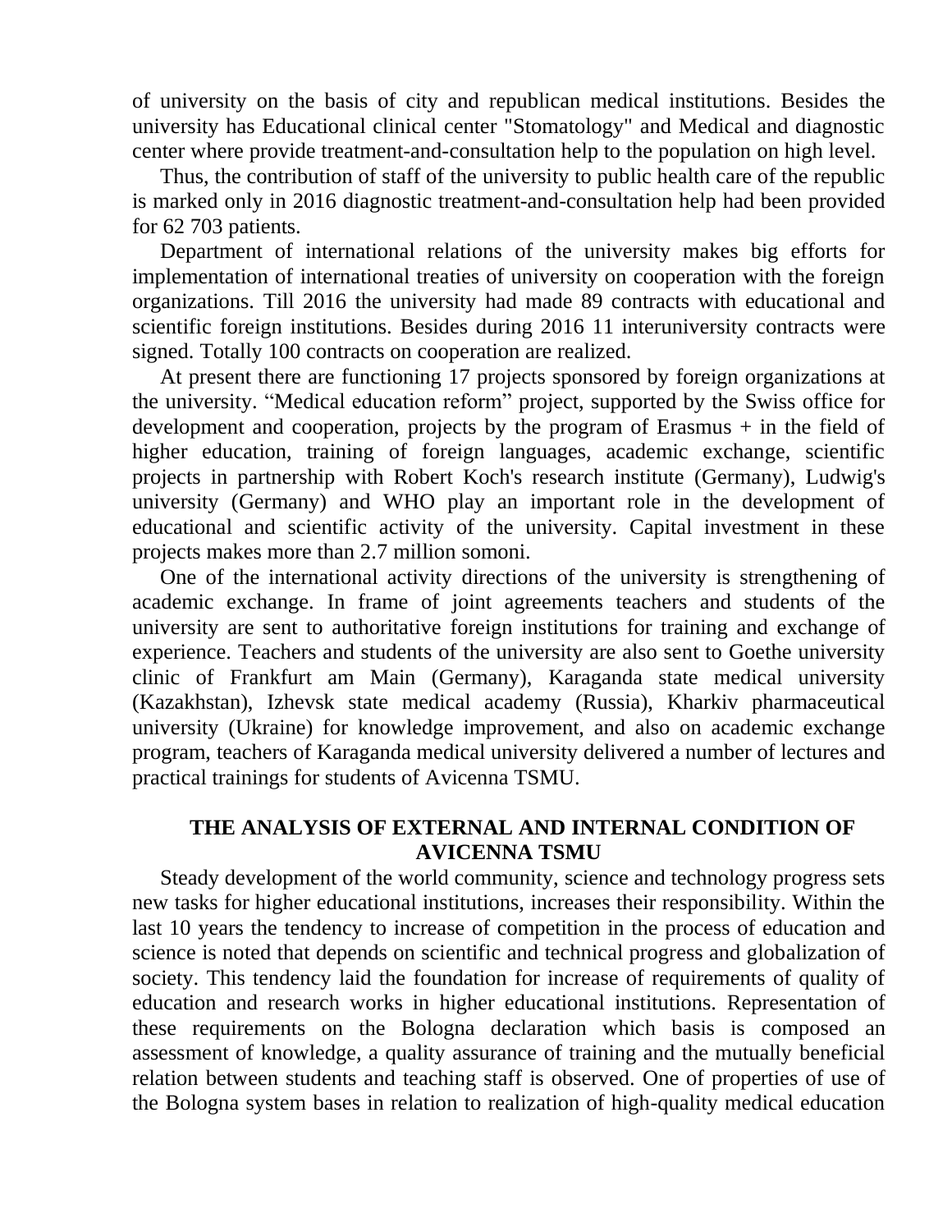of university on the basis of city and republican medical institutions. Besides the university has Educational clinical center "Stomatology" and Medical and diagnostic center where provide treatment-and-consultation help to the population on high level.

Thus, the contribution of staff of the university to public health care of the republic is marked only in 2016 diagnostic treatment-and-consultation help had been provided for 62 703 patients.

Department of international relations of the university makes big efforts for implementation of international treaties of university on cooperation with the foreign organizations. Till 2016 the university had made 89 contracts with educational and scientific foreign institutions. Besides during 2016 11 interuniversity contracts were signed. Totally 100 contracts on cooperation are realized.

At present there are functioning 17 projects sponsored by foreign organizations at the university. “Medical education reform” project, supported by the Swiss office for development and cooperation, projects by the program of Erasmus + in the field of higher education, training of foreign languages, academic exchange, scientific projects in partnership with Robert Koch's research institute (Germany), Ludwig's university (Germany) and WHO play an important role in the development of educational and scientific activity of the university. Capital investment in these projects makes more than 2.7 million somoni.

One of the international activity directions of the university is strengthening of academic exchange. In frame of joint agreements teachers and students of the university are sent to authoritative foreign institutions for training and exchange of experience. Teachers and students of the university are also sent to Goethe university clinic of Frankfurt am Main (Germany), Karaganda state medical university (Kazakhstan), Izhevsk state medical academy (Russia), Kharkiv pharmaceutical university (Ukraine) for knowledge improvement, and also on academic exchange program, teachers of Karaganda medical university delivered a number of lectures and practical trainings for students of Avicenna TSMU.

## THE ANALYSIS OF EXTERNAL AND INTERNAL CONDITION OF AVICENNA TSMU

Steady development of the world community, science and technology progress sets new tasks for higher educational institutions, increases their responsibility. Within the last 10 years the tendency to increase of competition in the process of education and science is noted that depends on scientific and technical progress and globalization of society. This tendency laid the foundation for increase of requirements of quality of education and research works in higher educational institutions. Representation of these requirements on the Bologna declaration which basis is composed an assessment of knowledge, a quality assurance of training and the mutually beneficial relation between students and teaching staff is observed. One of properties of use of the Bologna system bases in relation to realization of high-quality medical education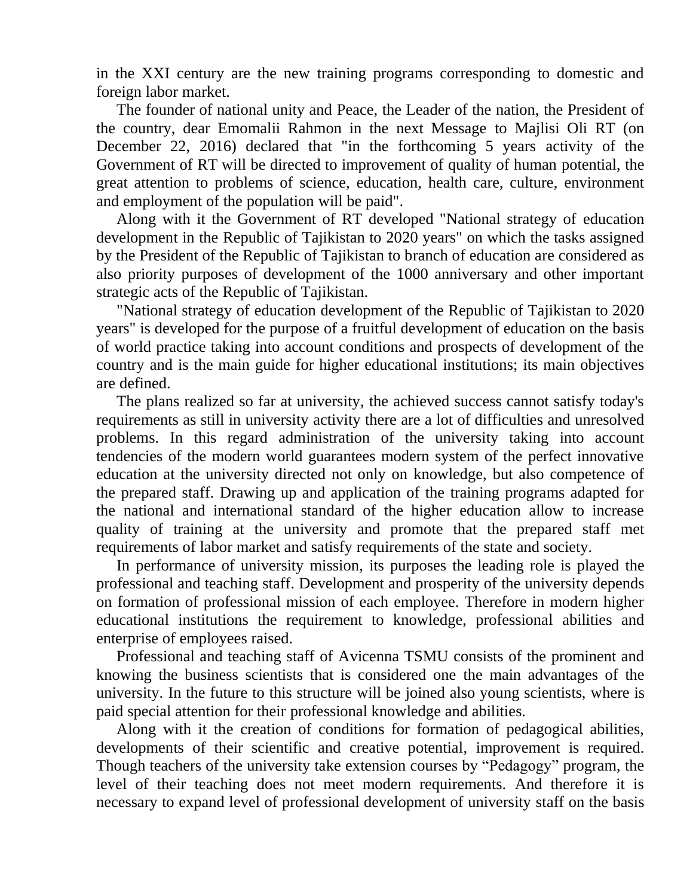in the XXI century are the new training programs corresponding to domestic and foreign labor market.

The founder of national unity and Peace, the Leader of the nation, the President of the country, dear Emomalii Rahmon in the next Message to Majlisi Oli RT (on December 22, 2016) declared that "in the forthcoming 5 years activity of the Government of RT will be directed to improvement of quality of human potential, the great attention to problems of science, education, health care, culture, environment and employment of the population will be paid".

Along with it the Government of RT developed "National strategy of education development in the Republic of Tajikistan to 2020 years" on which the tasks assigned by the President of the Republic of Tajikistan to branch of education are considered as also priority purposes of development of the 1000 anniversary and other important strategic acts of the Republic of Tajikistan.

"National strategy of education development of the Republic of Tajikistan to 2020 years" is developed for the purpose of a fruitful development of education on the basis of world practice taking into account conditions and prospects of development of the country and is the main guide for higher educational institutions; its main objectives are defined.

The plans realized so far at university, the achieved success cannot satisfy today's requirements as still in university activity there are a lot of difficulties and unresolved problems. In this regard administration of the university taking into account tendencies of the modern world guarantees modern system of the perfect innovative education at the university directed not only on knowledge, but also competence of the prepared staff. Drawing up and application of the training programs adapted for the national and international standard of the higher education allow to increase quality of training at the university and promote that the prepared staff met requirements of labor market and satisfy requirements of the state and society.

In performance of university mission, its purposes the leading role is played the professional and teaching staff. Development and prosperity of the university depends on formation of professional mission of each employee. Therefore in modern higher educational institutions the requirement to knowledge, professional abilities and enterprise of employees raised.

Professional and teaching staff of Avicenna TSMU consists of the prominent and knowing the business scientists that is considered one the main advantages of the university. In the future to this structure will be joined also young scientists, where is paid special attention for their professional knowledge and abilities.

Along with it the creation of conditions for formation of pedagogical abilities, developments of their scientific and creative potential, improvement is required. Though teachers of the university take extension courses by "Pedagogy" program, the level of their teaching does not meet modern requirements. And therefore it is necessary to expand level of professional development of university staff on the basis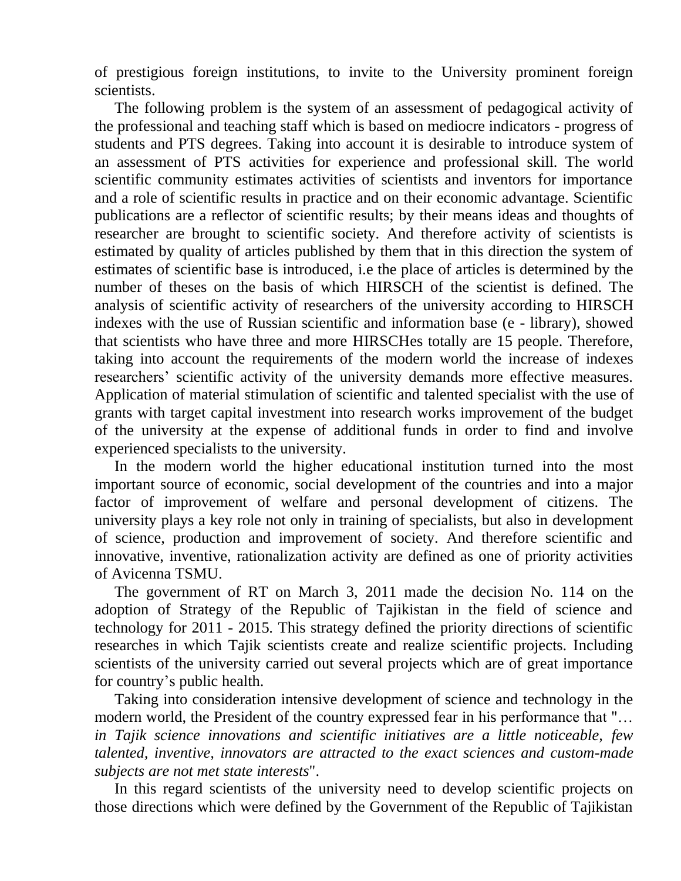of prestigious foreign institutions, to invite to the University prominent foreign scientists.

The following problem is the system of an assessment of pedagogical activity of the professional and teaching staff which is based on mediocre indicators - progress of students and PTS degrees. Taking into account it is desirable to introduce system of an assessment of PTS activities for experience and professional skill. The world scientific community estimates activities of scientists and inventors for importance and a role of scientific results in practice and on their economic advantage. Scientific publications are a reflector of scientific results; by their means ideas and thoughts of researcher are brought to scientific society. And therefore activity of scientists is estimated by quality of articles published by them that in this direction the system of estimates of scientific base is introduced, i.e the place of articles is determined by the number of theses on the basis of which HIRSCH of the scientist is defined. The analysis of scientific activity of researchers of the university according to HIRSCH indexes with the use of Russian scientific and information base (e - library), showed that scientists who have three and more HIRSCHes totally are 15 people. Therefore, taking into account the requirements of the modern world the increase of indexes researchers' scientific activity of the university demands more effective measures. Application of material stimulation of scientific and talented specialist with the use of grants with target capital investment into research works improvement of the budget of the university at the expense of additional funds in order to find and involve experienced specialists to the university.

In the modern world the higher educational institution turned into the most important source of economic, social development of the countries and into a major factor of improvement of welfare and personal development of citizens. The university plays a key role not only in training of specialists, but also in development of science, production and improvement of society. And therefore scientific and innovative, inventive, rationalization activity are defined as one of priority activities of Avicenna TSMU.

The government of RT on March 3, 2011 made the decision No. 114 on the adoption of Strategy of the Republic of Tajikistan in the field of science and technology for 2011 - 2015. This strategy defined the priority directions of scientific researches in which Tajik scientists create and realize scientific projects. Including scientists of the university carried out several projects which are of great importance for country's public health.

Taking into consideration intensive development of science and technology in the modern world, the President of the country expressed fear in his performance that "*… in Tajik science innovations and scientific initiatives are a little noticeable, few talented, inventive, innovators are attracted to the exact sciences and custom-made subjects are not met state interests*".

In this regard scientists of the university need to develop scientific projects on those directions which were defined by the Government of the Republic of Tajikistan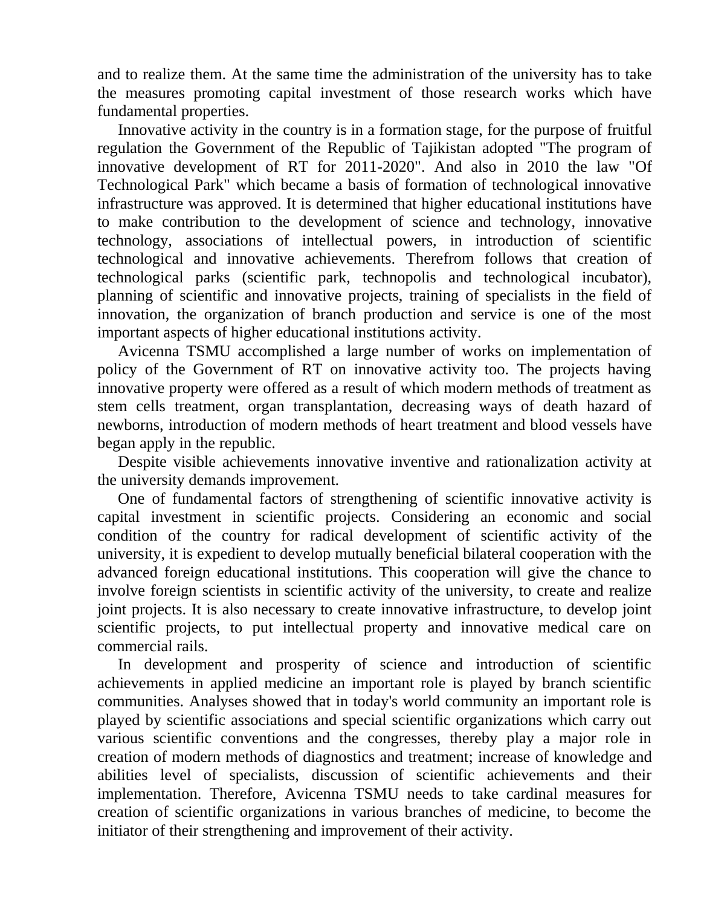and to realize them. At the same time the administration of the university has to take the measures promoting capital investment of those research works which have fundamental properties.

Innovative activity in the country is in a formation stage, for the purpose of fruitful regulation the Government of the Republic of Tajikistan adopted "The program of innovative development of RT for 2011-2020". And also in 2010 the law "Of Technological Park" which became a basis of formation of technological innovative infrastructure was approved. It is determined that higher educational institutions have to make contribution to the development of science and technology, innovative technology, associations of intellectual powers, in introduction of scientific technological and innovative achievements. Therefrom follows that creation of technological parks (scientific park, technopolis and technological incubator), planning of scientific and innovative projects, training of specialists in the field of innovation, the organization of branch production and service is one of the most important aspects of higher educational institutions activity.

Avicenna TSMU accomplished a large number of works on implementation of policy of the Government of RT on innovative activity too. The projects having innovative property were offered as a result of which modern methods of treatment as stem cells treatment, organ transplantation, decreasing ways of death hazard of newborns, introduction of modern methods of heart treatment and blood vessels have began apply in the republic.

Despite visible achievements innovative inventive and rationalization activity at the university demands improvement.

One of fundamental factors of strengthening of scientific innovative activity is capital investment in scientific projects. Considering an economic and social condition of the country for radical development of scientific activity of the university, it is expedient to develop mutually beneficial bilateral cooperation with the advanced foreign educational institutions. This cooperation will give the chance to involve foreign scientists in scientific activity of the university, to create and realize joint projects. It is also necessary to create innovative infrastructure, to develop joint scientific projects, to put intellectual property and innovative medical care on commercial rails.

In development and prosperity of science and introduction of scientific achievements in applied medicine an important role is played by branch scientific communities. Analyses showed that in today's world community an important role is played by scientific associations and special scientific organizations which carry out various scientific conventions and the congresses, thereby play a major role in creation of modern methods of diagnostics and treatment; increase of knowledge and abilities level of specialists, discussion of scientific achievements and their implementation. Therefore, Avicenna TSMU needs to take cardinal measures for creation of scientific organizations in various branches of medicine, to become the initiator of their strengthening and improvement of their activity.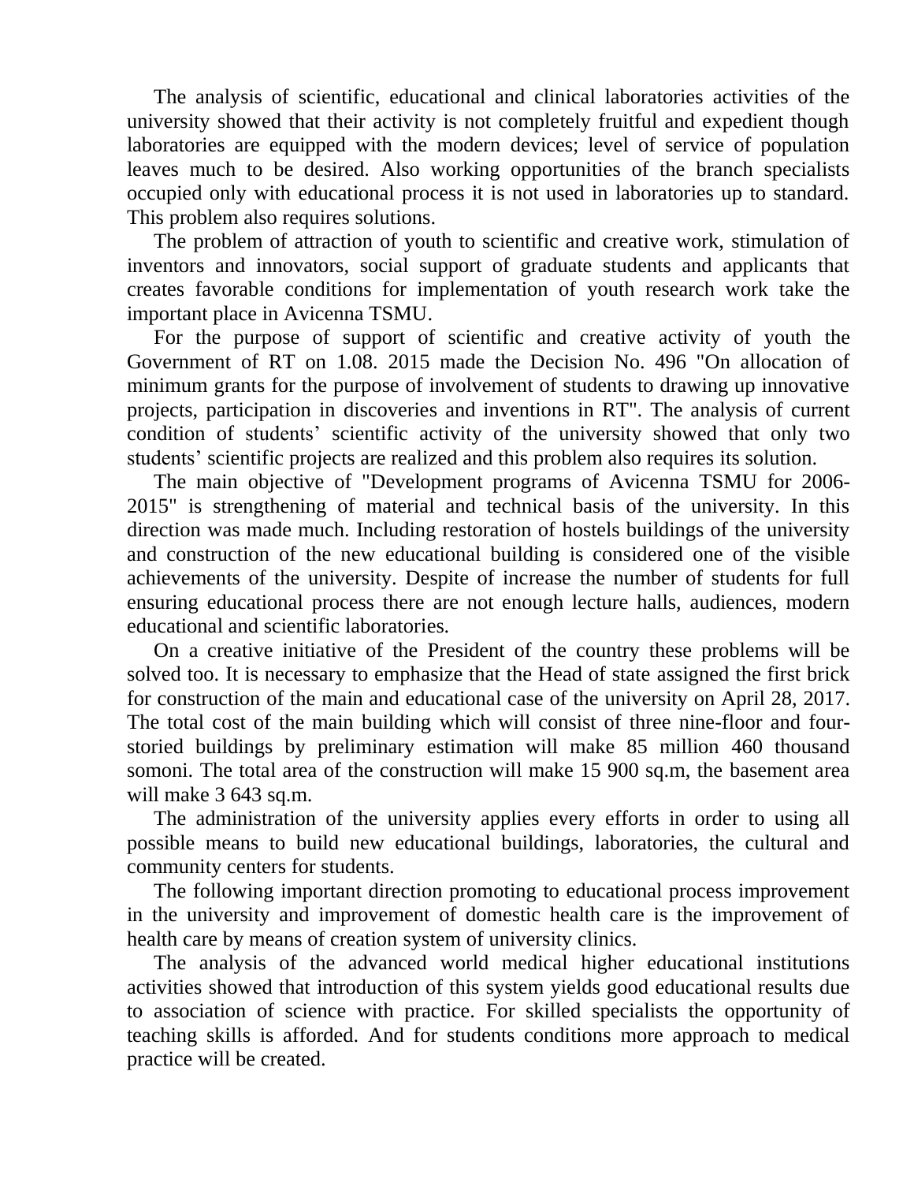The analysis of scientific, educational and clinical laboratories activities of the university showed that their activity is not completely fruitful and expedient though laboratories are equipped with the modern devices; level of service of population leaves much to be desired. Also working opportunities of the branch specialists occupied only with educational process it is not used in laboratories up to standard. This problem also requires solutions.

The problem of attraction of youth to scientific and creative work, stimulation of inventors and innovators, social support of graduate students and applicants that creates favorable conditions for implementation of youth research work take the important place in Avicenna TSMU.

For the purpose of support of scientific and creative activity of youth the Government of RT on 1.08. 2015 made the Decision No. 496 "On allocation of minimum grants for the purpose of involvement of students to drawing up innovative projects, participation in discoveries and inventions in RT". The analysis of current condition of students' scientific activity of the university showed that only two students' scientific projects are realized and this problem also requires its solution.

The main objective of "Development programs of Avicenna TSMU for 2006-2015" is strengthening of material and technical basis of the university. In this direction was made much. Including restoration of hostels buildings of the university and construction of the new educational building is considered one of the visible achievements of the university. Despite of increase the number of students for full ensuring educational process there are not enough lecture halls, audiences, modern educational and scientific laboratories.

On a creative initiative of the President of the country these problems will be solved too. It is necessary to emphasize that the Head of state assigned the first brick for construction of the main and educational case of the university on April 28, 2017. The total cost of the main building which will consist of three nine-floor and four-storied buildings by preliminary estimation will make 85 million 460 thousand somoni. The total area of the construction will make 15 900 sq.m, the basement area will make 3 643 sq.m.

The administration of the university applies every efforts in order to using all possible means to build new educational buildings, laboratories, the cultural and community centers for students.

The following important direction promoting to educational process improvement in the university and improvement of domestic health care is the improvement of health care by means of creation system of university clinics.

The analysis of the advanced world medical higher educational institutions activities showed that introduction of this system yields good educational results due to association of science with practice. For skilled specialists the opportunity of teaching skills is afforded. And for students conditions more approach to medical practice will be created.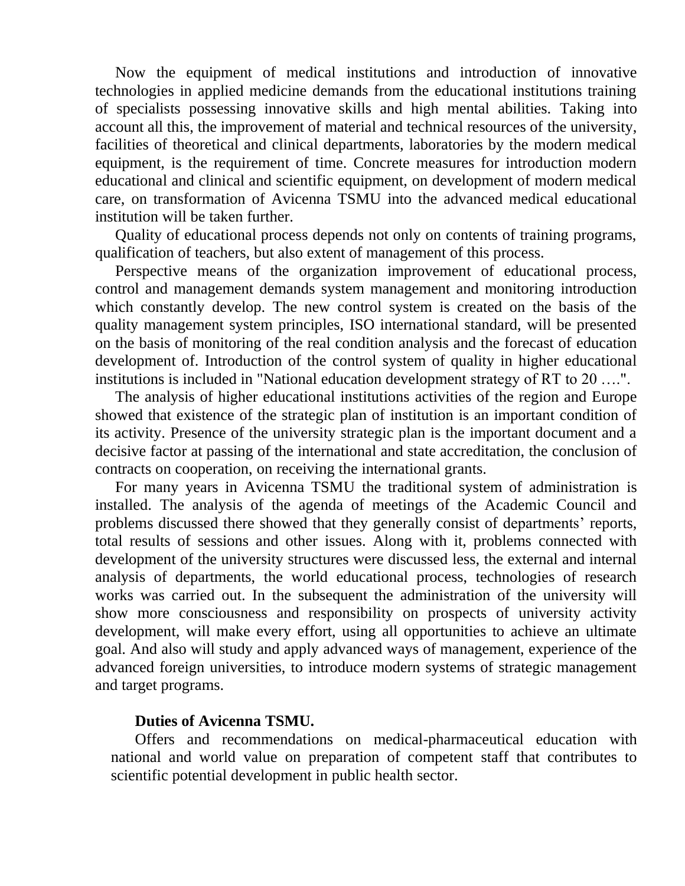Now the equipment of medical institutions and introduction of innovative technologies in applied medicine demands from the educational institutions training of specialists possessing innovative skills and high mental abilities. Taking into account all this, the improvement of material and technical resources of the university, facilities of theoretical and clinical departments, laboratories by the modern medical equipment, is the requirement of time. Concrete measures for introduction modern educational and clinical and scientific equipment, on development of modern medical care, on transformation of Avicenna TSMU into the advanced medical educational institution will be taken further.

Quality of educational process depends not only on contents of training programs, qualification of teachers, but also extent of management of this process.

Perspective means of the organization improvement of educational process, control and management demands system management and monitoring introduction which constantly develop. The new control system is created on the basis of the quality management system principles, ISO international standard, will be presented on the basis of monitoring of the real condition analysis and the forecast of education development of. Introduction of the control system of quality in higher educational institutions is included in "National education development strategy of RT to 20 ….".

The analysis of higher educational institutions activities of the region and Europe showed that existence of the strategic plan of institution is an important condition of its activity. Presence of the university strategic plan is the important document and a decisive factor at passing of the international and state accreditation, the conclusion of contracts on cooperation, on receiving the international grants.

For many years in Avicenna TSMU the traditional system of administration is installed. The analysis of the agenda of meetings of the Academic Council and problems discussed there showed that they generally consist of departments' reports, total results of sessions and other issues. Along with it, problems connected with development of the university structures were discussed less, the external and internal analysis of departments, the world educational process, technologies of research works was carried out. In the subsequent the administration of the university will show more consciousness and responsibility on prospects of university activity development, will make every effort, using all opportunities to achieve an ultimate goal. And also will study and apply advanced ways of management, experience of the advanced foreign universities, to introduce modern systems of strategic management and target programs.

**Duties of Avicenna TSMU.**

Offers and recommendations on medical-pharmaceutical education with national and world value on preparation of competent staff that contributes to scientific potential development in public health sector.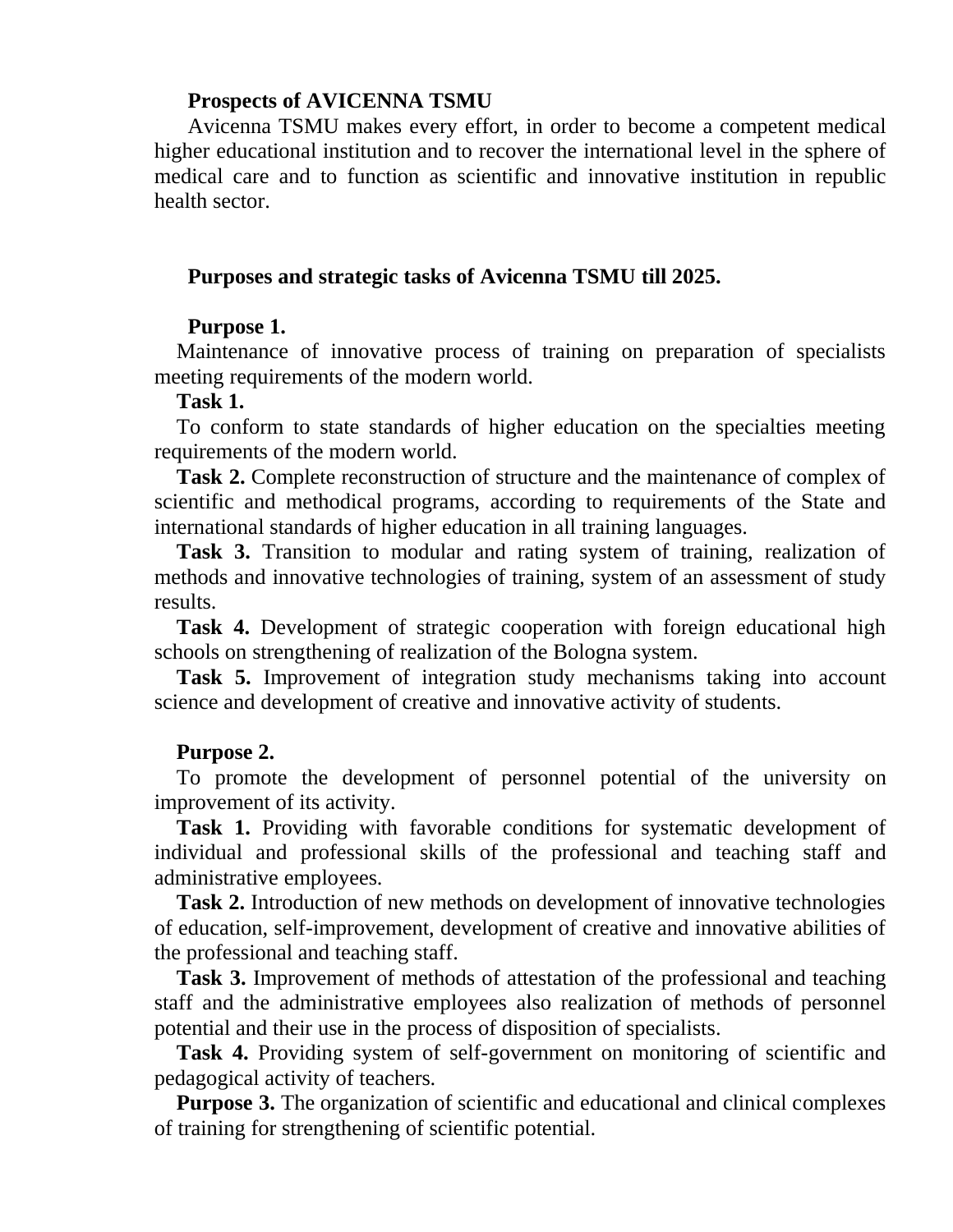**Prospects of AVICENNA TSMU**

Avicenna TSMU makes every effort, in order to become a competent medical higher educational institution and to recover the international level in the sphere of medical care and to function as scientific and innovative institution in republic health sector.

**Purposes and strategic tasks of Avicenna TSMU till 2025.**

**Purpose 1.**

Maintenance of innovative process of training on preparation of specialists meeting requirements of the modern world.

**Task 1.**

To conform to state standards of higher education on the specialties meeting requirements of the modern world.

**Task 2.** Complete reconstruction of structure and the maintenance of complex of scientific and methodical programs, according to requirements of the State and international standards of higher education in all training languages.

**Task 3.** Transition to modular and rating system of training, realization of methods and innovative technologies of training, system of an assessment of study results.

**Task 4.** Development of strategic cooperation with foreign educational high schools on strengthening of realization of the Bologna system.

**Task 5.** Improvement of integration study mechanisms taking into account science and development of creative and innovative activity of students.

**Purpose 2.**

To promote the development of personnel potential of the university on improvement of its activity.

**Task 1.** Providing with favorable conditions for systematic development of individual and professional skills of the professional and teaching staff and administrative employees.

**Task 2.** Introduction of new methods on development of innovative technologies of education, self-improvement, development of creative and innovative abilities of the professional and teaching staff.

**Task 3.** Improvement of methods of attestation of the professional and teaching staff and the administrative employees also realization of methods of personnel potential and their use in the process of disposition of specialists.

**Task 4.** Providing system of self-government on monitoring of scientific and pedagogical activity of teachers.

**Purpose 3.** The organization of scientific and educational and clinical complexes of training for strengthening of scientific potential.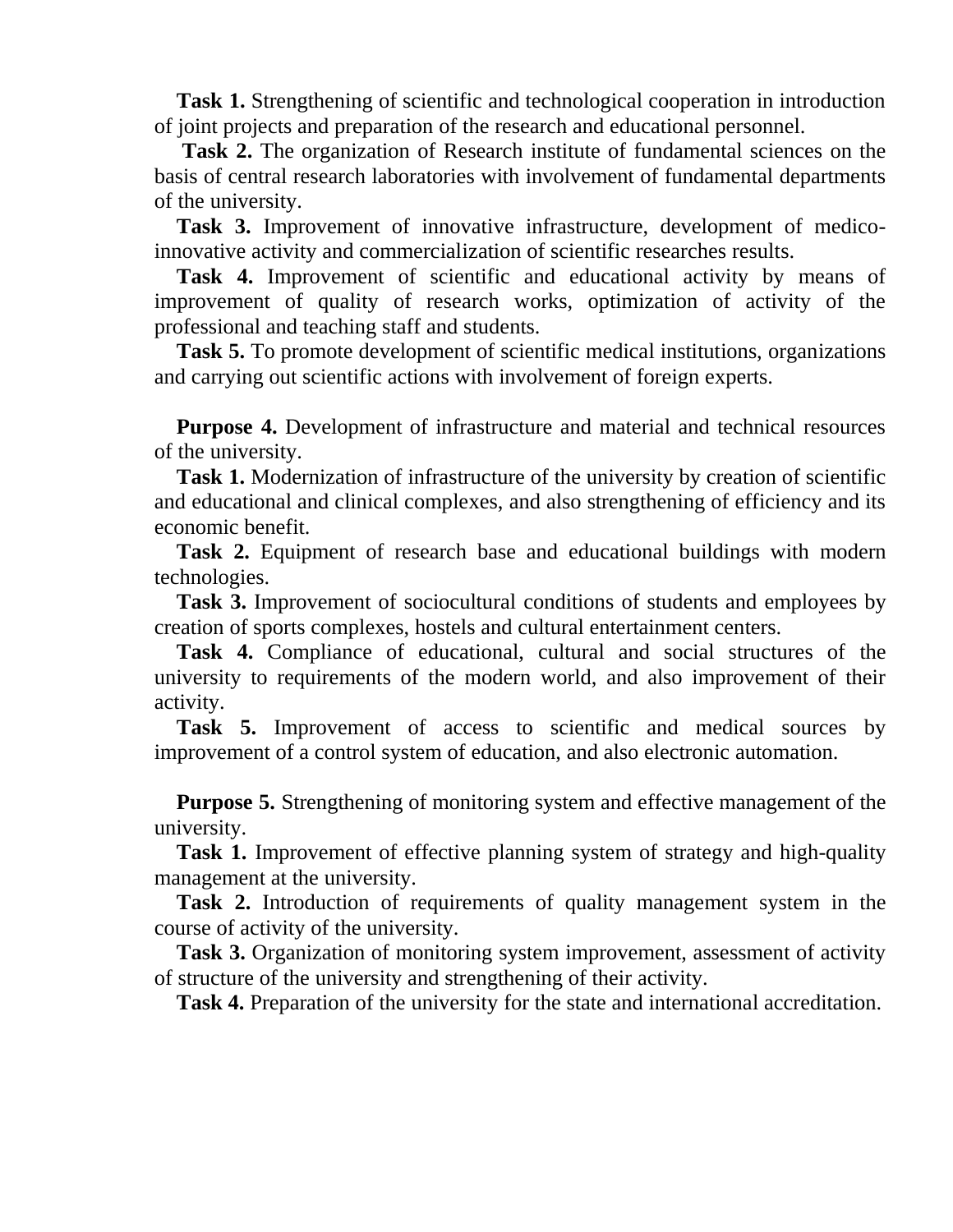**Task 1.** Strengthening of scientific and technological cooperation in introduction of joint projects and preparation of the research and educational personnel.

**Task 2.** The organization of Research institute of fundamental sciences on the basis of central research laboratories with involvement of fundamental departments of the university.

**Task 3.** Improvement of innovative infrastructure, development of medico-innovative activity and commercialization of scientific researches results.

**Task 4.** Improvement of scientific and educational activity by means of improvement of quality of research works, optimization of activity of the professional and teaching staff and students.

**Task 5.** To promote development of scientific medical institutions, organizations and carrying out scientific actions with involvement of foreign experts.

**Purpose 4.** Development of infrastructure and material and technical resources of the university.

**Task 1.** Modernization of infrastructure of the university by creation of scientific and educational and clinical complexes, and also strengthening of efficiency and its economic benefit.

**Task 2.** Equipment of research base and educational buildings with modern technologies.

**Task 3.** Improvement of sociocultural conditions of students and employees by creation of sports complexes, hostels and cultural entertainment centers.

**Task 4.** Compliance of educational, cultural and social structures of the university to requirements of the modern world, and also improvement of their activity.

**Task 5.** Improvement of access to scientific and medical sources by improvement of a control system of education, and also electronic automation.

**Purpose 5.** Strengthening of monitoring system and effective management of the university.

**Task 1.** Improvement of effective planning system of strategy and high-quality management at the university.

**Task 2.** Introduction of requirements of quality management system in the course of activity of the university.

**Task 3.** Organization of monitoring system improvement, assessment of activity of structure of the university and strengthening of their activity.

**Task 4.** Preparation of the university for the state and international accreditation.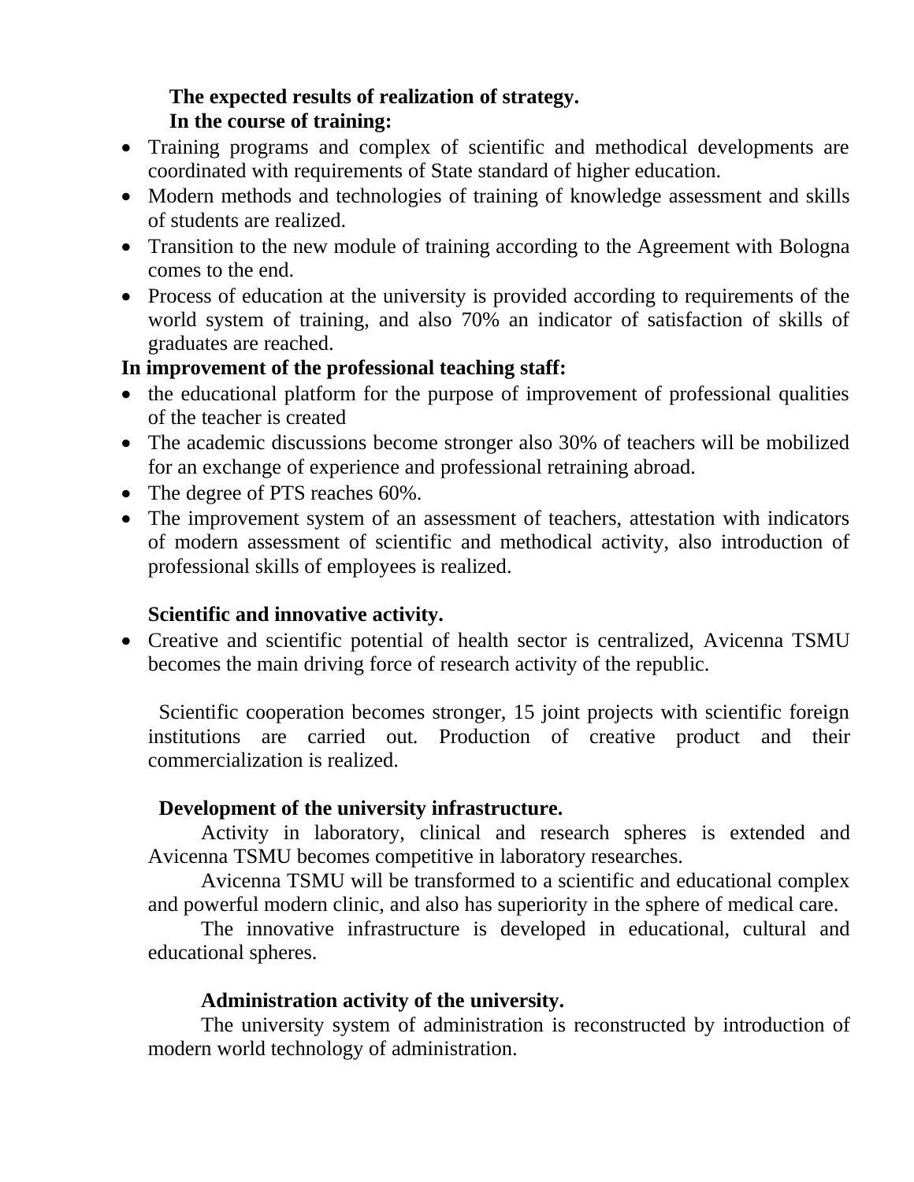**The expected results of realization of strategy.**

**In the course of training:**

- Training programs and complex of scientific and methodical developments are coordinated with requirements of State standard of higher education.
- Modern methods and technologies of training of knowledge assessment and skills of students are realized.
- Transition to the new module of training according to the Agreement with Bologna comes to the end.
- Process of education at the university is provided according to requirements of the world system of training, and also 70% an indicator of satisfaction of skills of graduates are reached.

**In improvement of the professional teaching staff:**

- the educational platform for the purpose of improvement of professional qualities of the teacher is created
- The academic discussions become stronger also 30% of teachers will be mobilized for an exchange of experience and professional retraining abroad.
- The degree of PTS reaches 60%.
- The improvement system of an assessment of teachers, attestation with indicators of modern assessment of scientific and methodical activity, also introduction of professional skills of employees is realized.

**Scientific and innovative activity.**

- Creative and scientific potential of health sector is centralized, Avicenna TSMU becomes the main driving force of research activity of the republic.

Scientific cooperation becomes stronger, 15 joint projects with scientific foreign institutions are carried out. Production of creative product and their commercialization is realized.

**Development of the university infrastructure.**

Activity in laboratory, clinical and research spheres is extended and Avicenna TSMU becomes competitive in laboratory researches.

Avicenna TSMU will be transformed to a scientific and educational complex and powerful modern clinic, and also has superiority in the sphere of medical care.

The innovative infrastructure is developed in educational, cultural and educational spheres.

**Administration activity of the university.**

The university system of administration is reconstructed by introduction of modern world technology of administration.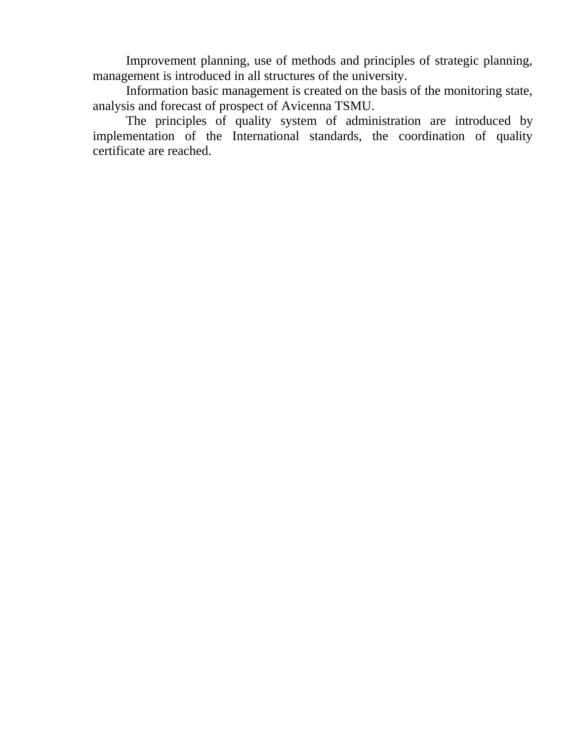Improvement planning, use of methods and principles of strategic planning, management is introduced in all structures of the university.

Information basic management is created on the basis of the monitoring state, analysis and forecast of prospect of Avicenna TSMU.

The principles of quality system of administration are introduced by implementation of the International standards, the coordination of quality certificate are reached.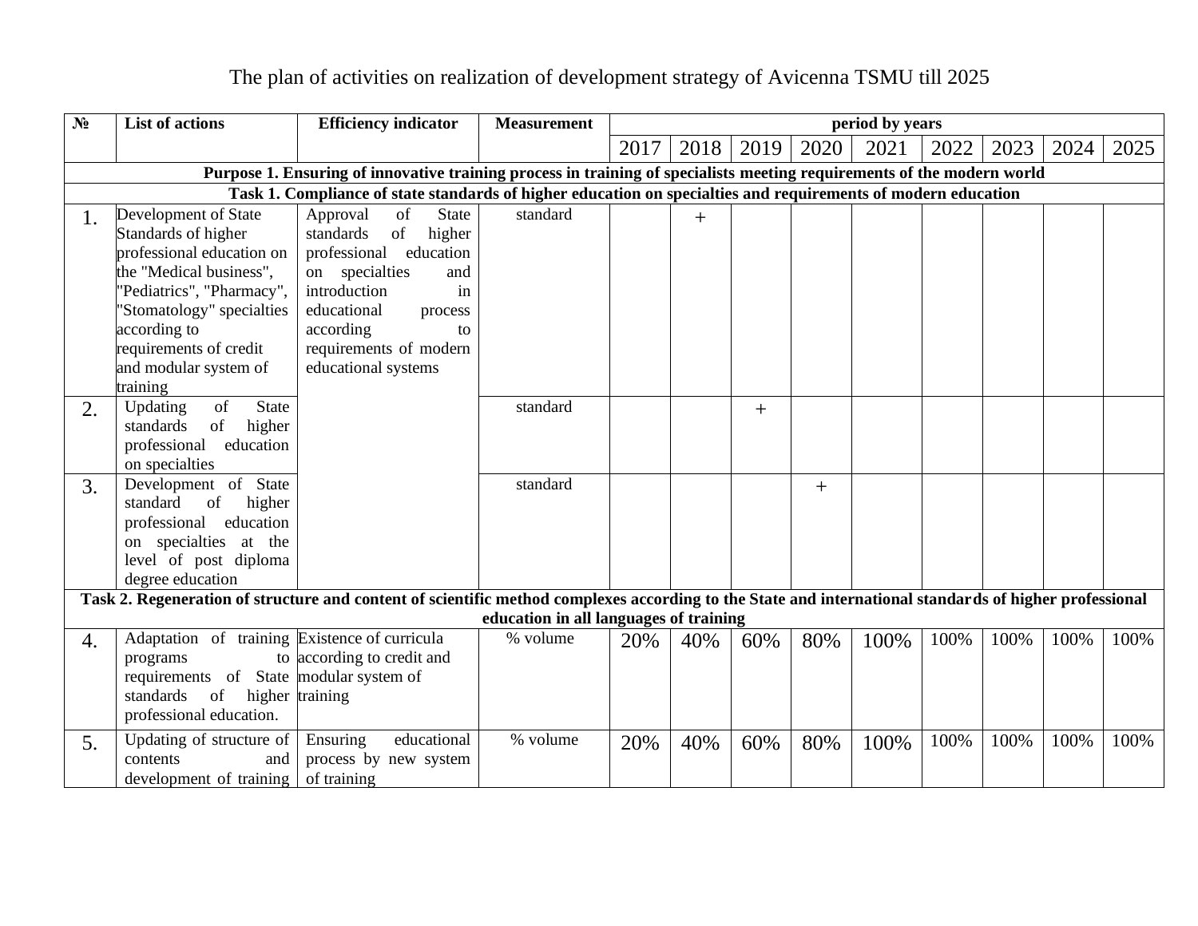The plan of activities on realization of development strategy of Avicenna TSMU till 2025

| № | List of actions | Efficiency indicator | Measurement | period by years | | | | | | | | |
|---|---|---|---|---|---|---|---|---|---|---|---|---|
| | | | | 2017 | 2018 | 2019 | 2020 | 2021 | 2022 | 2023 | 2024 | 2025 |
| **Purpose 1. Ensuring of innovative training process in training of specialists meeting requirements of the modern world** | | | | | | | | | | | | |
| **Task 1. Compliance of state standards of higher education on specialties and requirements of modern education** | | | | | | | | | | | | |
| 1. | Development of State Standards of higher professional education on the "Medical business", "Pediatrics", "Pharmacy", "Stomatology" specialties according to requirements of credit and modular system of training | Approval of State standards of higher professional education on specialties and introduction in educational process according to requirements of modern educational systems | standard | | + | | | | | | | |
| 2. | Updating of State standards of higher professional education on specialties | | standard | | | + | | | | | | |
| 3. | Development of State standard of higher professional education on specialties at the level of post diploma degree education | | standard | | | | + | | | | | |
| **Task 2. Regeneration of structure and content of scientific method complexes according to the State and international standards of higher professional education in all languages of training** | | | | | | | | | | | | |
| 4. | Adaptation of training programs to requirements of State standards of higher professional education. | Existence of curricula according to credit and modular system of training | % volume | 20% | 40% | 60% | 80% | 100% | 100% | 100% | 100% | 100% |
| 5. | Updating of structure of contents and development of training | Ensuring educational process by new system of training | % volume | 20% | 40% | 60% | 80% | 100% | 100% | 100% | 100% | 100% |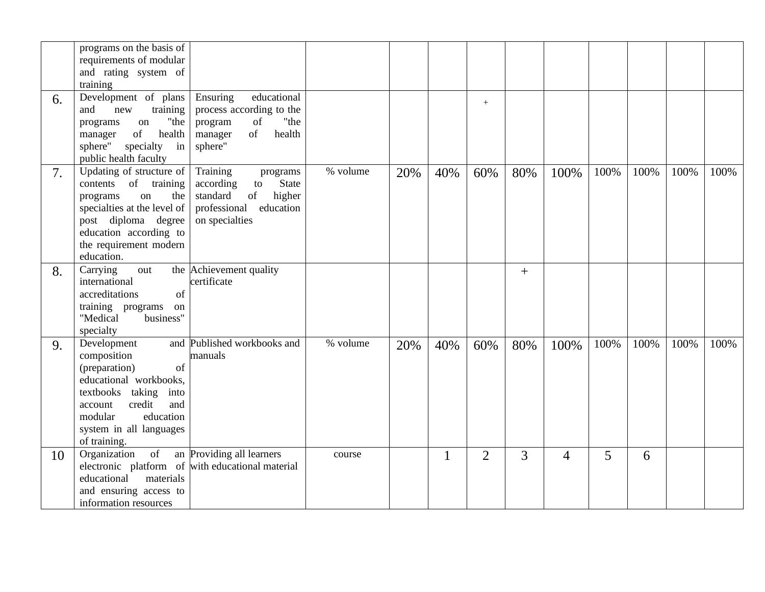| | | | | | | | | | | | | |
|---|---|---|---|---|---|---|---|---|---|---|---|---|
| | programs on the basis of requirements of modular and rating system of training | | | | | | | | | | | |
| 6. | Development of plans and new training programs on "the manager of health sphere" specialty in public health faculty | Ensuring educational process according to the program of "the manager of health sphere" | | | | + | | | | | | |
| 7. | Updating of structure of contents of training programs on the specialties at the level of post diploma degree education according to the requirement modern education. | Training programs according to State standard of higher professional education on specialties | % volume | 20% | 40% | 60% | 80% | 100% | 100% | 100% | 100% | 100% |
| 8. | Carrying out the international accreditations of training programs on "Medical business" specialty | Achievement quality certificate | | | | | + | | | | | |
| 9. | Development and composition (preparation) of educational workbooks, textbooks taking into account credit and modular education system in all languages of training. | Published workbooks and manuals | % volume | 20% | 40% | 60% | 80% | 100% | 100% | 100% | 100% | 100% |
| 10 | Organization of an electronic platform of educational materials and ensuring access to information resources | Providing all learners with educational material | course | | 1 | 2 | 3 | 4 | 5 | 6 | | |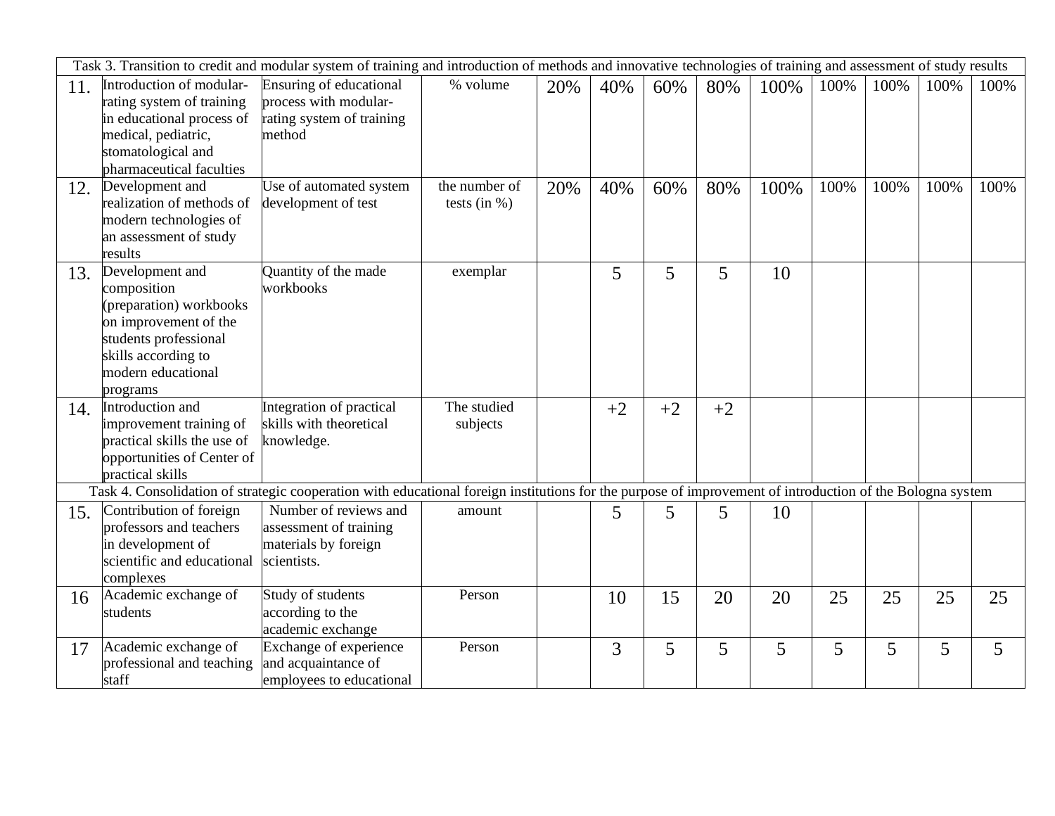| | | | | | | | | | | | | |
|---|---|---|---|---|---|---|---|---|---|---|---|---|
| Task 3. Transition to credit and modular system of training and introduction of methods and innovative technologies of training and assessment of study results | | | | | | | | | | | | |
| 11. | Introduction of modular-rating system of training in educational process of medical, pediatric, stomatological and pharmaceutical faculties | Ensuring of educational process with modular-rating system of training method | % volume | 20% | 40% | 60% | 80% | 100% | 100% | 100% | 100% | 100% |
| 12. | Development and realization of methods of modern technologies of an assessment of study results | Use of automated system development of test | the number of tests (in %) | 20% | 40% | 60% | 80% | 100% | 100% | 100% | 100% | 100% |
| 13. | Development and composition (preparation) workbooks on improvement of the students professional skills according to modern educational programs | Quantity of the made workbooks | exemplar | | 5 | 5 | 5 | 10 | | | | |
| 14. | Introduction and improvement training of practical skills the use of opportunities of Center of practical skills | Integration of practical skills with theoretical knowledge. | The studied subjects | | +2 | +2 | +2 | | | | | |
| Task 4. Consolidation of strategic cooperation with educational foreign institutions for the purpose of improvement of introduction of the Bologna system | | | | | | | | | | | | |
| 15. | Contribution of foreign professors and teachers in development of scientific and educational complexes | Number of reviews and assessment of training materials by foreign scientists. | amount | | 5 | 5 | 5 | 10 | | | | |
| 16 | Academic exchange of students | Study of students according to the academic exchange | Person | | 10 | 15 | 20 | 20 | 25 | 25 | 25 | 25 |
| 17 | Academic exchange of professional and teaching staff | Exchange of experience and acquaintance of employees to educational | Person | | 3 | 5 | 5 | 5 | 5 | 5 | 5 | 5 |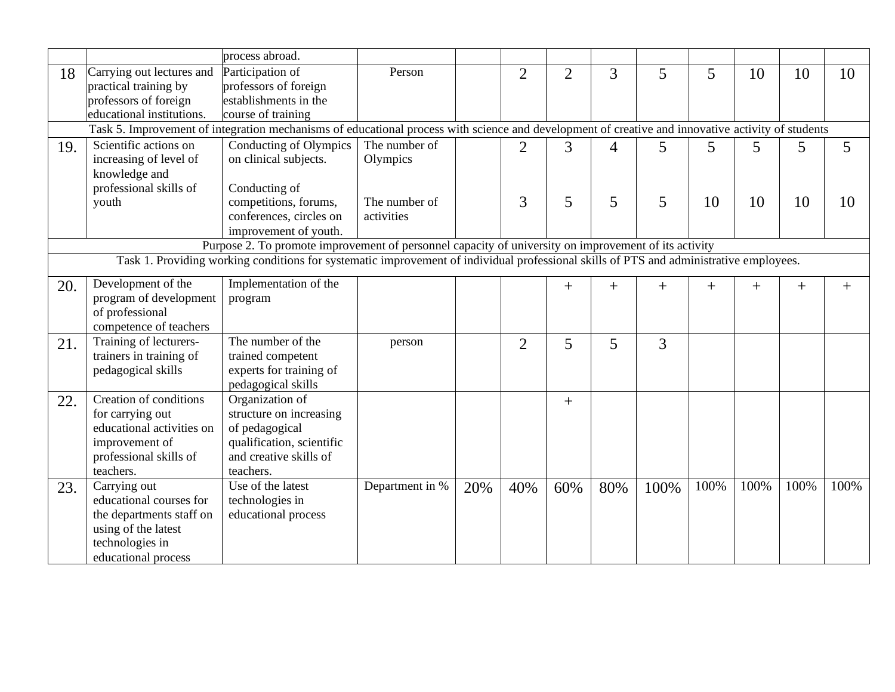| | | | | | | | | | | | | |
|---|---|---|---|---|---|---|---|---|---|---|---|---|
| | | process abroad. | | | | | | | | | | |
| 18 | Carrying out lectures and practical training by professors of foreign educational institutions. | Participation of professors of foreign establishments in the course of training | Person | | 2 | 2 | 3 | 5 | 5 | 10 | 10 | 10 |
| Task 5. Improvement of integration mechanisms of educational process with science and development of creative and innovative activity of students | | | | | | | | | | | | |
| 19. | Scientific actions on increasing of level of knowledge and professional skills of youth | Conducting of Olympics on clinical subjects.<br><br>Conducting of competitions, forums, conferences, circles on improvement of youth. | The number of Olympics<br><br>The number of activities | | 2<br><br>3 | 3<br><br>5 | 4<br><br>5 | 5<br><br>5 | 5<br><br>10 | 5<br><br>10 | 5<br><br>10 | 5<br><br>10 |
| Purpose 2. To promote improvement of personnel capacity of university on improvement of its activity | | | | | | | | | | | | |
| Task 1. Providing working conditions for systematic improvement of individual professional skills of PTS and administrative employees. | | | | | | | | | | | | |
| 20. | Development of the program of development of professional competence of teachers | Implementation of the program | | | | + | + | + | + | + | + | + |
| 21. | Training of lecturers-trainers in training of pedagogical skills | The number of the trained competent experts for training of pedagogical skills | person | | 2 | 5 | 5 | 3 | | | | |
| 22. | Creation of conditions for carrying out educational activities on improvement of professional skills of teachers. | Organization of structure on increasing of pedagogical qualification, scientific and creative skills of teachers. | | | | + | | | | | | |
| 23. | Carrying out educational courses for the departments staff on using of the latest technologies in educational process | Use of the latest technologies in educational process | Department in % | 20% | 40% | 60% | 80% | 100% | 100% | 100% | 100% | 100% |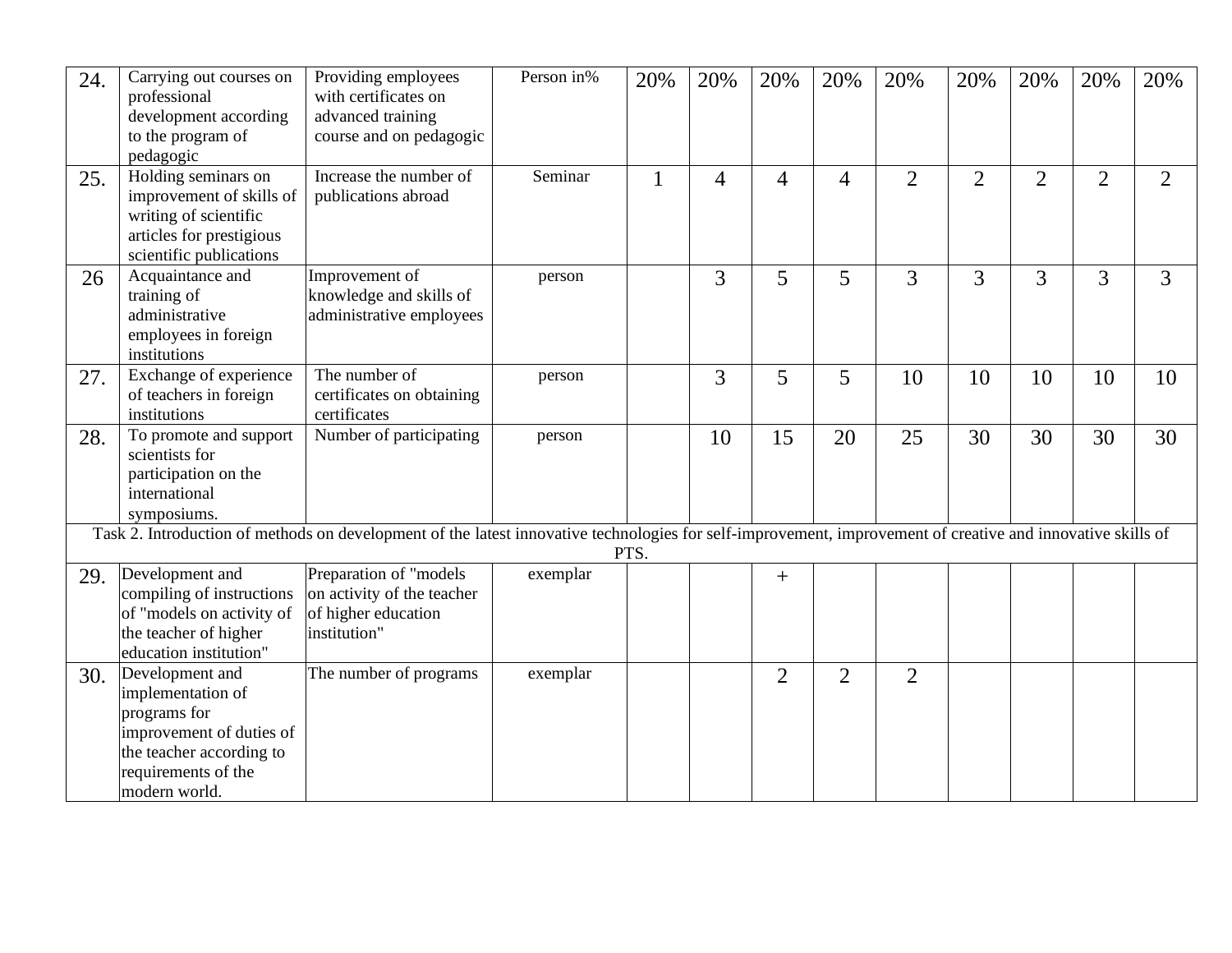| 24. | Carrying out courses on professional development according to the program of pedagogic | Providing employees with certificates on advanced training course and on pedagogic | Person in% | 20% | 20% | 20% | 20% | 20% | 20% | 20% | 20% | 20% |
|---|---|---|---|---|---|---|---|---|---|---|---|---|
| 25. | Holding seminars on improvement of skills of writing of scientific articles for prestigious scientific publications | Increase the number of publications abroad | Seminar | 1 | 4 | 4 | 4 | 2 | 2 | 2 | 2 | 2 |
| 26 | Acquaintance and training of administrative employees in foreign institutions | Improvement of knowledge and skills of administrative employees | person | | 3 | 5 | 5 | 3 | 3 | 3 | 3 | 3 |
| 27. | Exchange of experience of teachers in foreign institutions | The number of certificates on obtaining certificates | person | | 3 | 5 | 5 | 10 | 10 | 10 | 10 | 10 |
| 28. | To promote and support scientists for participation on the international symposiums. | Number of participating | person | | 10 | 15 | 20 | 25 | 30 | 30 | 30 | 30 |
| Task 2. Introduction of methods on development of the latest innovative technologies for self-improvement, improvement of creative and innovative skills of PTS. | | | | | | | | | | | | |
| 29. | Development and compiling of instructions of "models on activity of the teacher of higher education institution" | Preparation of "models on activity of the teacher of higher education institution" | exemplar | | | + | | | | | | |
| 30. | Development and implementation of programs for improvement of duties of the teacher according to requirements of the modern world. | The number of programs | exemplar | | | 2 | 2 | 2 | | | | |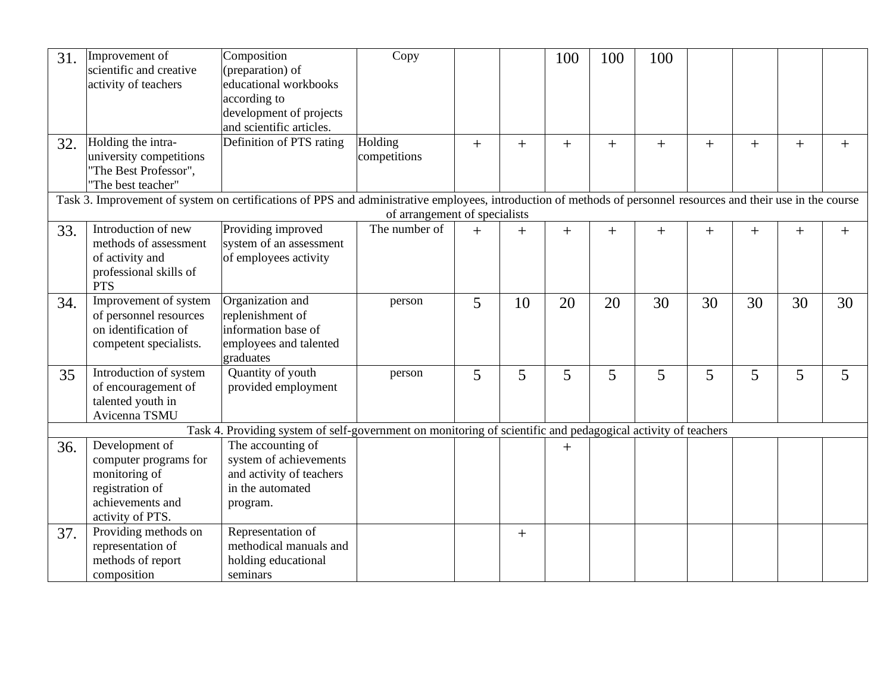| | | | | | | | | | | | | |
|---|---|---|---|---|---|---|---|---|---|---|---|---|
| 31. | Improvement of scientific and creative activity of teachers | Composition (preparation) of educational workbooks according to development of projects and scientific articles. | Copy | | | 100 | 100 | 100 | | | | |
| 32. | Holding the intra-university competitions "The Best Professor", "The best teacher" | Definition of PTS rating | Holding competitions | + | + | + | + | + | + | + | + | + |
| Task 3. Improvement of system on certifications of PPS and administrative employees, introduction of methods of personnel resources and their use in the course of arrangement of specialists | | | | | | | | | | | | |
| 33. | Introduction of new methods of assessment of activity and professional skills of PTS | Providing improved system of an assessment of employees activity | The number of | + | + | + | + | + | + | + | + | + |
| 34. | Improvement of system of personnel resources on identification of competent specialists. | Organization and replenishment of information base of employees and talented graduates | person | 5 | 10 | 20 | 20 | 30 | 30 | 30 | 30 | 30 |
| 35 | Introduction of system of encouragement of talented youth in Avicenna TSMU | Quantity of youth provided employment | person | 5 | 5 | 5 | 5 | 5 | 5 | 5 | 5 | 5 |
| Task 4. Providing system of self-government on monitoring of scientific and pedagogical activity of teachers | | | | | | | | | | | | |
| 36. | Development of computer programs for monitoring of registration of achievements and activity of PTS. | The accounting of system of achievements and activity of teachers in the automated program. | | | | + | | | | | | |
| 37. | Providing methods on representation of methods of report composition | Representation of methodical manuals and holding educational seminars | | | + | | | | | | | |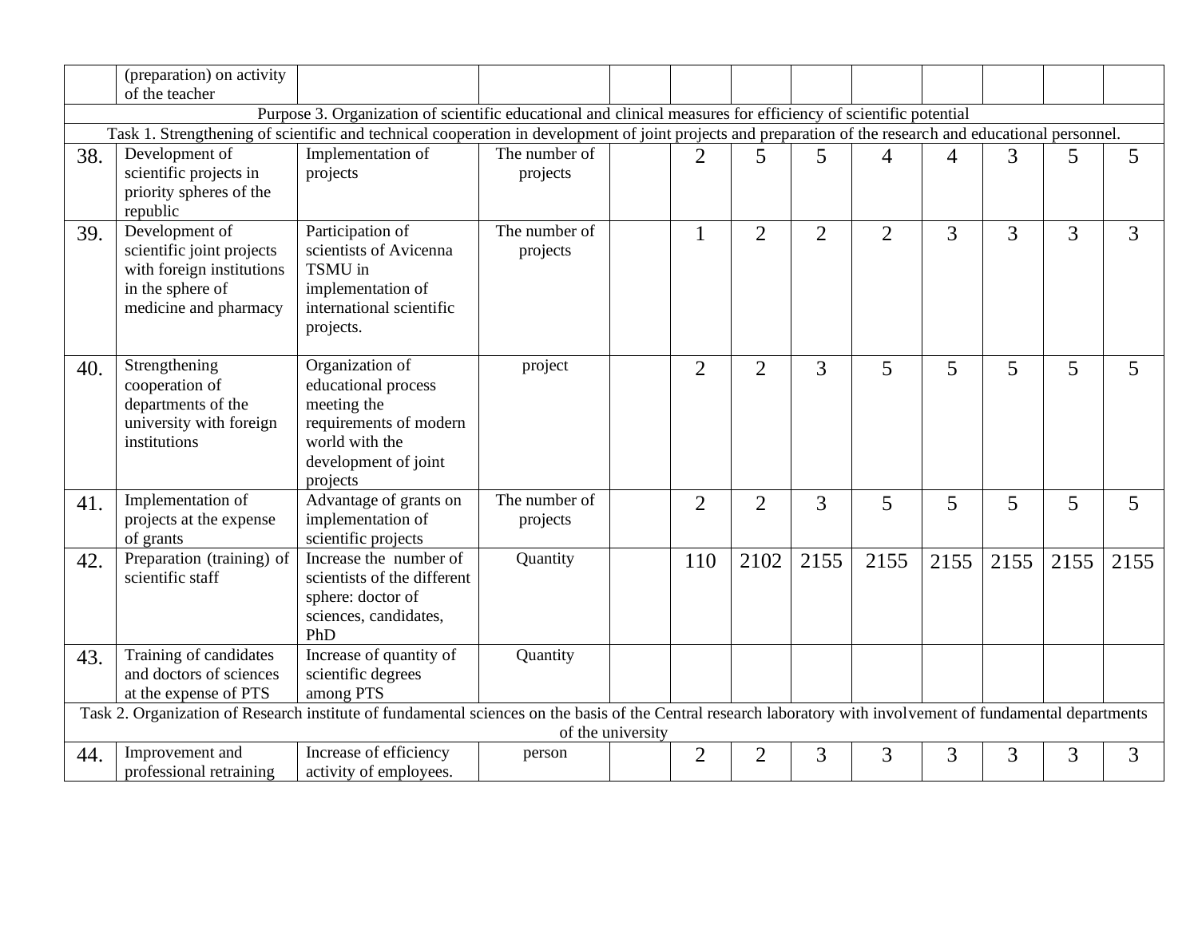|  | (preparation) on activity of the teacher |  |  |  |  |  |  |  |  |  |  |  |
|---|---|---|---|---|---|---|---|---|---|---|---|---|
| Purpose 3. Organization of scientific educational and clinical measures for efficiency of scientific potential | | | | | | | | | | | | |
| Task 1. Strengthening of scientific and technical cooperation in development of joint projects and preparation of the research and educational personnel. | | | | | | | | | | | | |
| 38. | Development of scientific projects in priority spheres of the republic | Implementation of projects | The number of projects |  | 2 | 5 | 5 | 4 | 4 | 3 | 5 | 5 |
| 39. | Development of scientific joint projects with foreign institutions in the sphere of medicine and pharmacy | Participation of scientists of Avicenna TSMU in implementation of international scientific projects. | The number of projects |  | 1 | 2 | 2 | 2 | 3 | 3 | 3 | 3 |
| 40. | Strengthening cooperation of departments of the university with foreign institutions | Organization of educational process meeting the requirements of modern world with the development of joint projects | project |  | 2 | 2 | 3 | 5 | 5 | 5 | 5 | 5 |
| 41. | Implementation of projects at the expense of grants | Advantage of grants on implementation of scientific projects | The number of projects |  | 2 | 2 | 3 | 5 | 5 | 5 | 5 | 5 |
| 42. | Preparation (training) of scientific staff | Increase the number of scientists of the different sphere: doctor of sciences, candidates, PhD | Quantity |  | 110 | 2102 | 2155 | 2155 | 2155 | 2155 | 2155 | 2155 |
| 43. | Training of candidates and doctors of sciences at the expense of PTS | Increase of quantity of scientific degrees among PTS | Quantity |  |  |  |  |  |  |  |  |  |
| Task 2. Organization of Research institute of fundamental sciences on the basis of the Central research laboratory with involvement of fundamental departments of the university | | | | | | | | | | | | |
| 44. | Improvement and professional retraining | Increase of efficiency activity of employees. | person |  | 2 | 2 | 3 | 3 | 3 | 3 | 3 | 3 |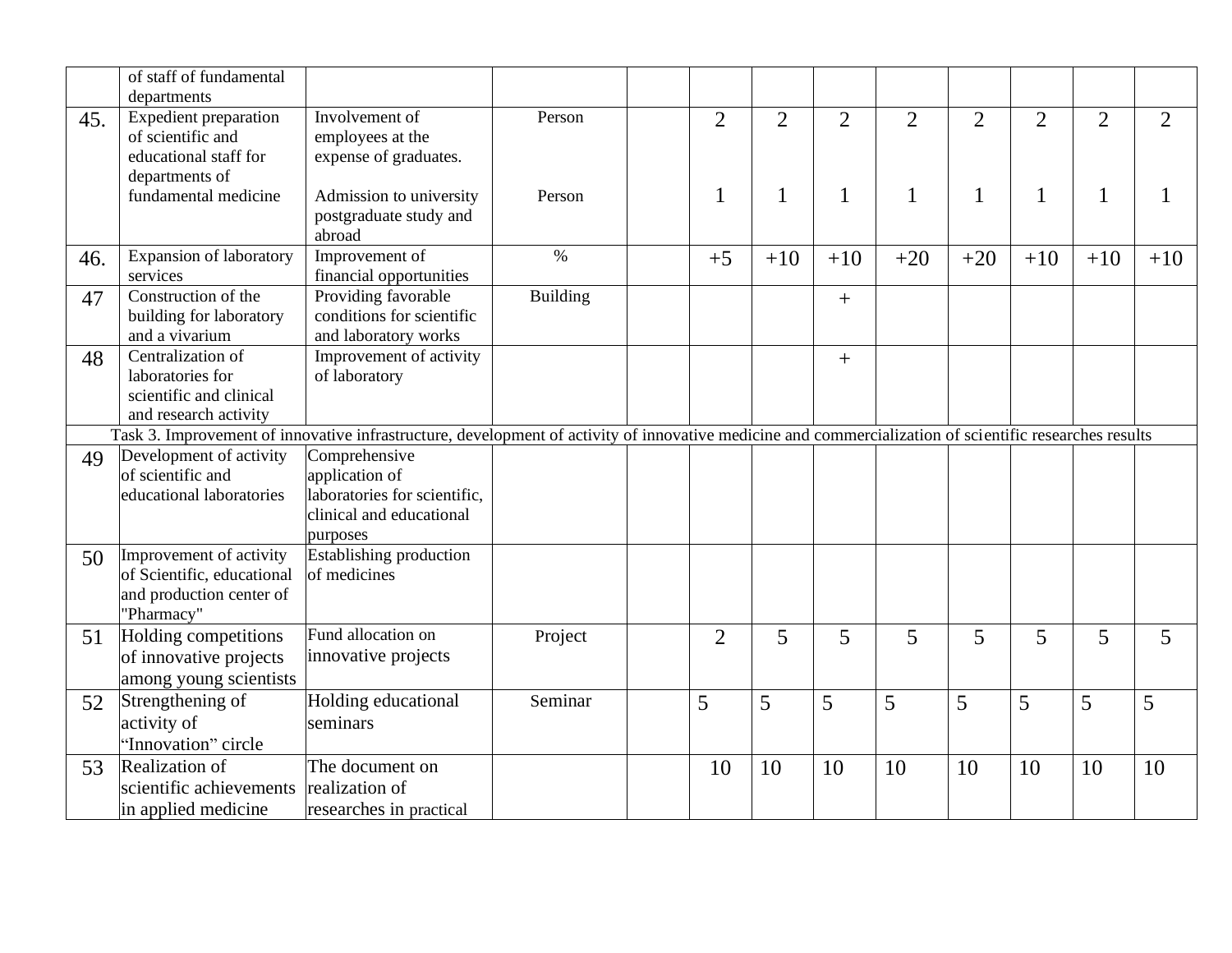|  |  |  |  |  |  |  |  |  |  |  |  |  |
|---|---|---|---|---|---|---|---|---|---|---|---|---|
|  | of staff of fundamental departments |  |  |  |  |  |  |  |  |  |  |  |
| 45. | Expedient preparation of scientific and educational staff for departments of fundamental medicine | Involvement of employees at the expense of graduates.<br><br>Admission to university postgraduate study and abroad | Person<br><br>Person |  | 2<br><br>1 | 2<br><br>1 | 2<br><br>1 | 2<br><br>1 | 2<br><br>1 | 2<br><br>1 | 2<br><br>1 | 2<br><br>1 |
| 46. | Expansion of laboratory services | Improvement of financial opportunities | % |  | +5 | +10 | +10 | +20 | +20 | +10 | +10 | +10 |
| 47 | Construction of the building for laboratory and a vivarium | Providing favorable conditions for scientific and laboratory works | Building |  |  |  | + |  |  |  |  |  |
| 48 | Centralization of laboratories for scientific and clinical and research activity | Improvement of activity of laboratory |  |  |  |  | + |  |  |  |  |  |
| Task 3. Improvement of innovative infrastructure, development of activity of innovative medicine and commercialization of scientific researches results |  |  |  |  |  |  |  |  |  |  |  |  |
| 49 | Development of activity of scientific and educational laboratories | Comprehensive application of laboratories for scientific, clinical and educational purposes |  |  |  |  |  |  |  |  |  |  |
| 50 | Improvement of activity of Scientific, educational and production center of "Pharmacy" | Establishing production of medicines |  |  |  |  |  |  |  |  |  |  |
| 51 | Holding competitions of innovative projects among young scientists | Fund allocation on innovative projects | Project |  | 2 | 5 | 5 | 5 | 5 | 5 | 5 | 5 |
| 52 | Strengthening of activity of "Innovation" circle | Holding educational seminars | Seminar |  | 5 | 5 | 5 | 5 | 5 | 5 | 5 | 5 |
| 53 | Realization of scientific achievements in applied medicine | The document on realization of researches in practical |  |  | 10 | 10 | 10 | 10 | 10 | 10 | 10 | 10 |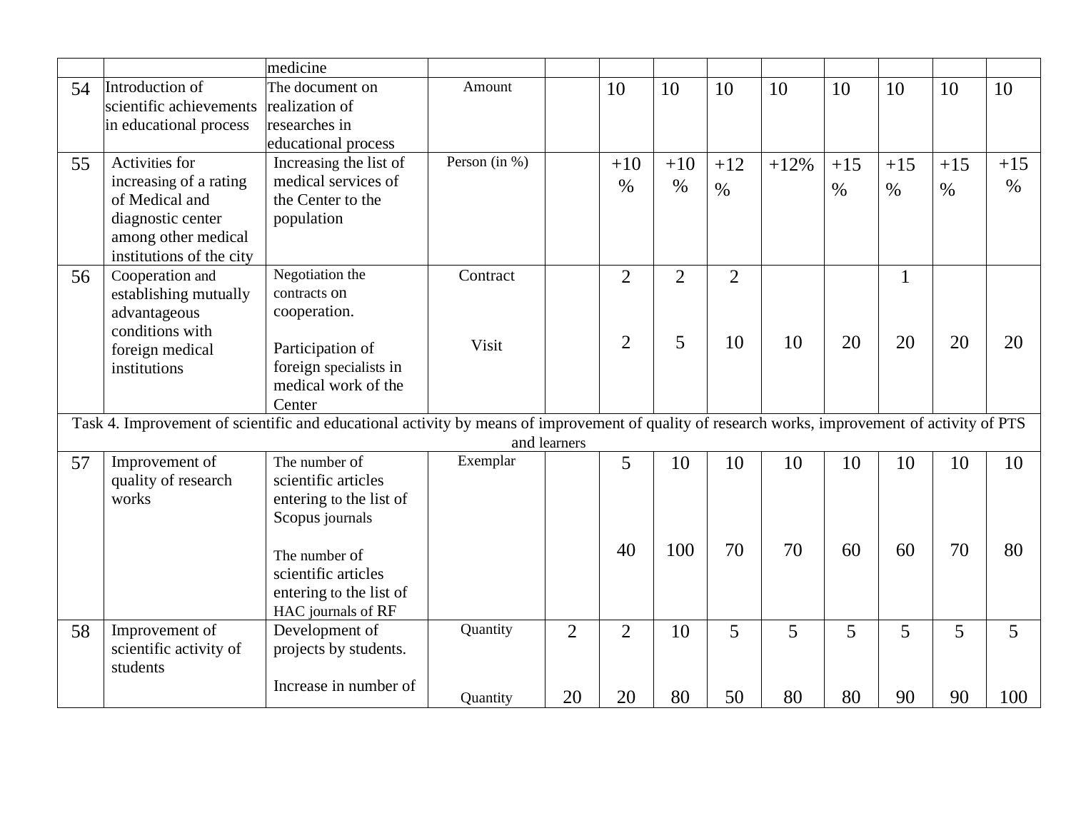| | | medicine | | | | | | | | | | |
|---|---|---|---|---|---|---|---|---|---|---|---|---|
| 54 | Introduction of scientific achievements in educational process | The document on realization of researches in educational process | Amount | | 10 | 10 | 10 | 10 | 10 | 10 | 10 | 10 |
| 55 | Activities for increasing of a rating of Medical and diagnostic center among other medical institutions of the city | Increasing the list of medical services of the Center to the population | Person (in %) | | +10 % | +10 % | +12 % | +12% | +15 % | +15 % | +15 % | +15 % |
| 56 | Cooperation and establishing mutually advantageous conditions with foreign medical institutions | Negotiation the contracts on cooperation.<br><br>Participation of foreign specialists in medical work of the Center | Contract<br><br>Visit | | 2<br><br>2 | 2<br><br>5 | 2<br><br>10 | <br><br>10 | <br><br>20 | 1<br><br>20 | <br><br>20 | <br><br>20 |
| Task 4. Improvement of scientific and educational activity by means of improvement of quality of research works, improvement of activity of PTS and learners | | | | | | | | | | | | |
| 57 | Improvement of quality of research works | The number of scientific articles entering to the list of Scopus journals<br><br>The number of scientific articles entering to the list of HAC journals of RF | Exemplar | | 5<br><br>40 | 10<br><br>100 | 10<br><br>70 | 10<br><br>70 | 10<br><br>60 | 10<br><br>60 | 10<br><br>70 | 10<br><br>80 |
| 58 | Improvement of scientific activity of students | Development of projects by students.<br><br>Increase in number of | Quantity<br><br>Quantity | 2<br><br>20 | 2<br><br>20 | 10<br><br>80 | 5<br><br>50 | 5<br><br>80 | 5<br><br>80 | 5<br><br>90 | 5<br><br>90 | 5<br><br>100 |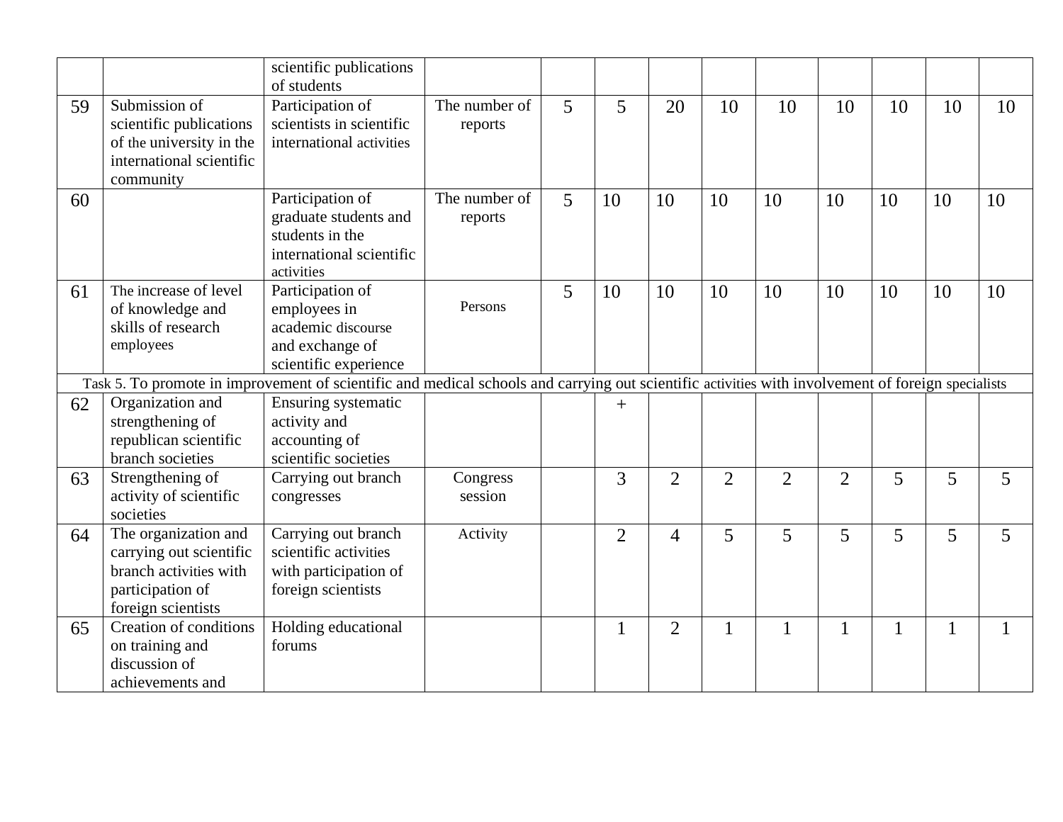| | | | | | | | | | | | | |
|---|---|---|---|---|---|---|---|---|---|---|---|---|
| | | scientific publications of students | | | | | | | | | | |
| 59 | Submission of scientific publications of the university in the international scientific community | Participation of scientists in scientific international activities | The number of reports | 5 | 5 | 20 | 10 | 10 | 10 | 10 | 10 | 10 |
| 60 | | Participation of graduate students and students in the international scientific activities | The number of reports | 5 | 10 | 10 | 10 | 10 | 10 | 10 | 10 | 10 |
| 61 | The increase of level of knowledge and skills of research employees | Participation of employees in academic discourse and exchange of scientific experience | Persons | 5 | 10 | 10 | 10 | 10 | 10 | 10 | 10 | 10 |
| Task 5. To promote in improvement of scientific and medical schools and carrying out scientific activities with involvement of foreign specialists | | | | | | | | | | | | |
| 62 | Organization and strengthening of republican scientific branch societies | Ensuring systematic activity and accounting of scientific societies | | | + | | | | | | | |
| 63 | Strengthening of activity of scientific societies | Carrying out branch congresses | Congress session | | 3 | 2 | 2 | 2 | 2 | 5 | 5 | 5 |
| 64 | The organization and carrying out scientific branch activities with participation of foreign scientists | Carrying out branch scientific activities with participation of foreign scientists | Activity | | 2 | 4 | 5 | 5 | 5 | 5 | 5 | 5 |
| 65 | Creation of conditions on training and discussion of achievements and | Holding educational forums | | | 1 | 2 | 1 | 1 | 1 | 1 | 1 | 1 |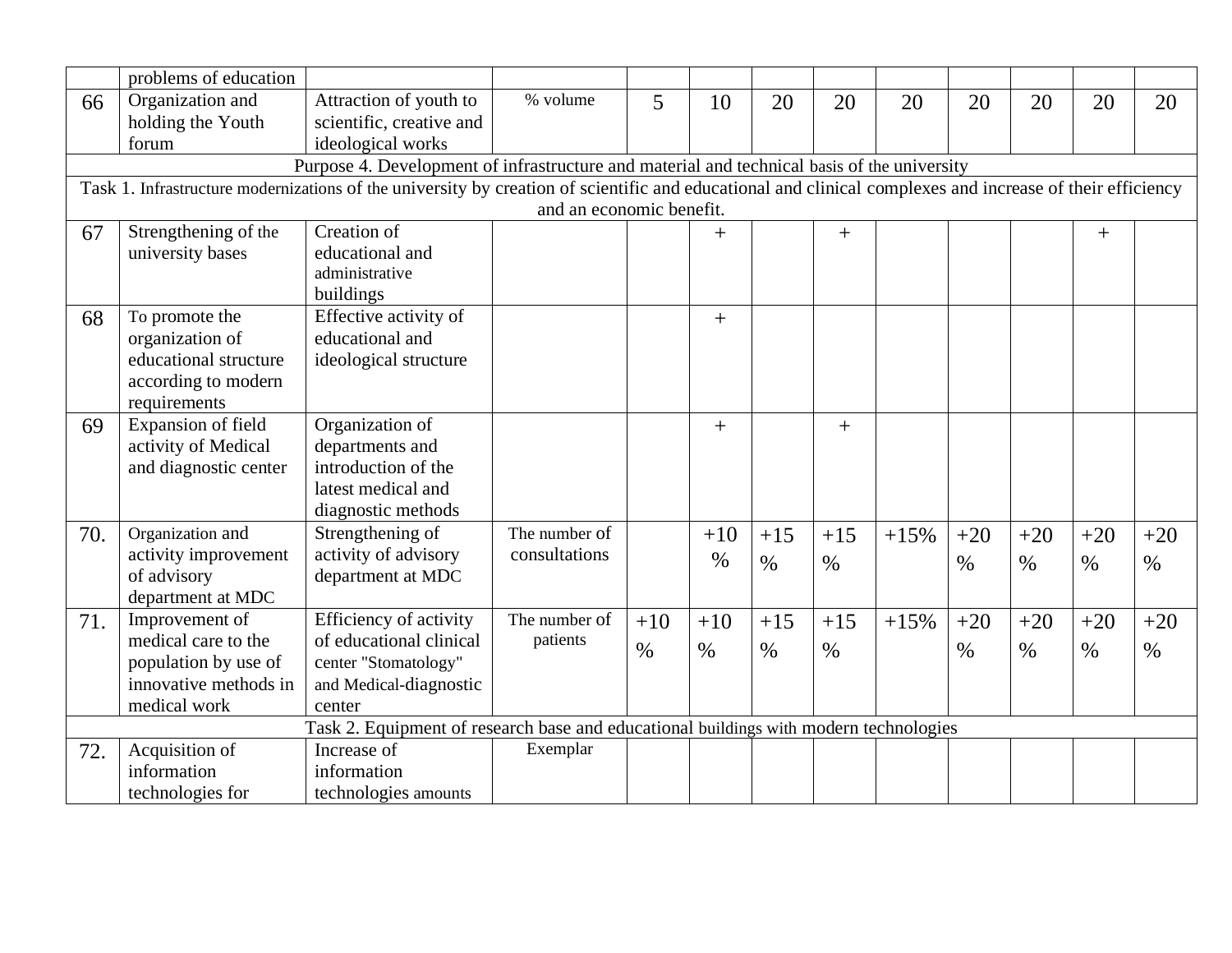| | | | | | | | | | | | | |
|---|---|---|---|---|---|---|---|---|---|---|---|---|
| | problems of education | | | | | | | | | | | |
| 66 | Organization and holding the Youth forum | Attraction of youth to scientific, creative and ideological works | % volume | 5 | 10 | 20 | 20 | 20 | 20 | 20 | 20 | 20 |
| Purpose 4. Development of infrastructure and material and technical basis of the university | | | | | | | | | | | | |
| Task 1. Infrastructure modernizations of the university by creation of scientific and educational and clinical complexes and increase of their efficiency and an economic benefit. | | | | | | | | | | | | |
| 67 | Strengthening of the university bases | Creation of educational and administrative buildings | | | + | | + | | | | + | |
| 68 | To promote the organization of educational structure according to modern requirements | Effective activity of educational and ideological structure | | | + | | | | | | | |
| 69 | Expansion of field activity of Medical and diagnostic center | Organization of departments and introduction of the latest medical and diagnostic methods | | | + | | + | | | | | |
| 70. | Organization and activity improvement of advisory department at MDC | Strengthening of activity of advisory department at MDC | The number of consultations | | +10 % | +15 % | +15 % | +15% | +20 % | +20 % | +20 % | +20 % |
| 71. | Improvement of medical care to the population by use of innovative methods in medical work | Efficiency of activity of educational clinical center "Stomatology" and Medical-diagnostic center | The number of patients | +10 % | +10 % | +15 % | +15 % | +15% | +20 % | +20 % | +20 % | +20 % |
| Task 2. Equipment of research base and educational buildings with modern technologies | | | | | | | | | | | | |
| 72. | Acquisition of information technologies for | Increase of information technologies amounts | Exemplar | | | | | | | | | |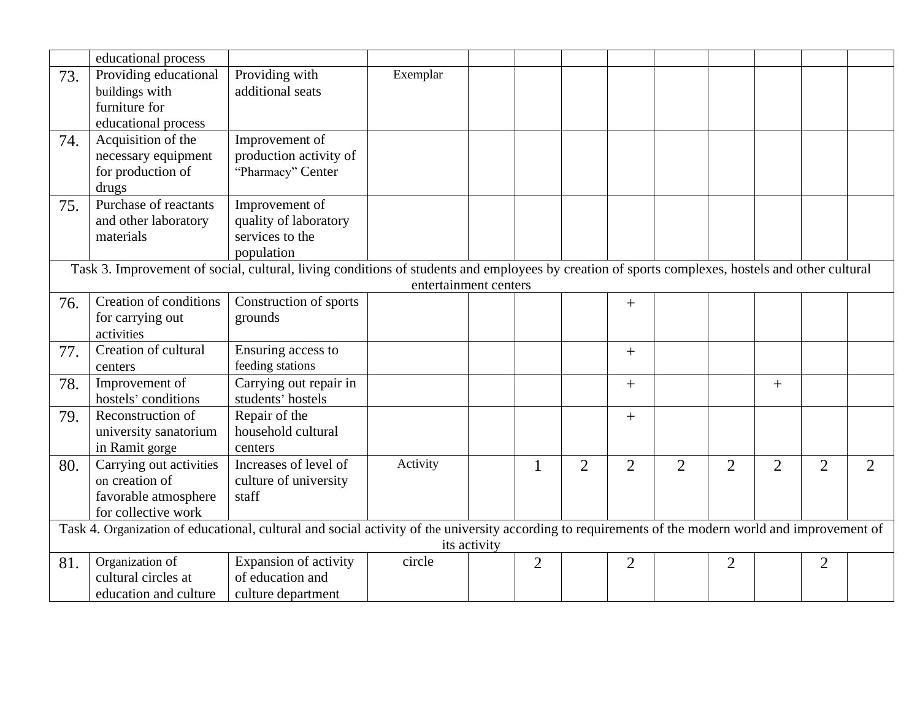| | | | | | | | | | | | | |
|---|---|---|---|---|---|---|---|---|---|---|---|---|
| | educational process | | | | | | | | | | | |
| 73. | Providing educational buildings with furniture for educational process | Providing with additional seats | Exemplar | | | | | | | | | |
| 74. | Acquisition of the necessary equipment for production of drugs | Improvement of production activity of "Pharmacy" Center | | | | | | | | | | |
| 75. | Purchase of reactants and other laboratory materials | Improvement of quality of laboratory services to the population | | | | | | | | | | |
| Task 3. Improvement of social, cultural, living conditions of students and employees by creation of sports complexes, hostels and other cultural entertainment centers | | | | | | | | | | | | |
| 76. | Creation of conditions for carrying out activities | Construction of sports grounds | | | | | + | | | | | |
| 77. | Creation of cultural centers | Ensuring access to feeding stations | | | | | + | | | | | |
| 78. | Improvement of hostels' conditions | Carrying out repair in students' hostels | | | | | + | | | + | | |
| 79. | Reconstruction of university sanatorium in Ramit gorge | Repair of the household cultural centers | | | | | + | | | | | |
| 80. | Carrying out activities on creation of favorable atmosphere for collective work | Increases of level of culture of university staff | Activity | | 1 | 2 | 2 | 2 | 2 | 2 | 2 | 2 |
| Task 4. Organization of educational, cultural and social activity of the university according to requirements of the modern world and improvement of its activity | | | | | | | | | | | | |
| 81. | Organization of cultural circles at education and culture | Expansion of activity of education and culture department | circle | | 2 | | 2 | | 2 | | 2 | |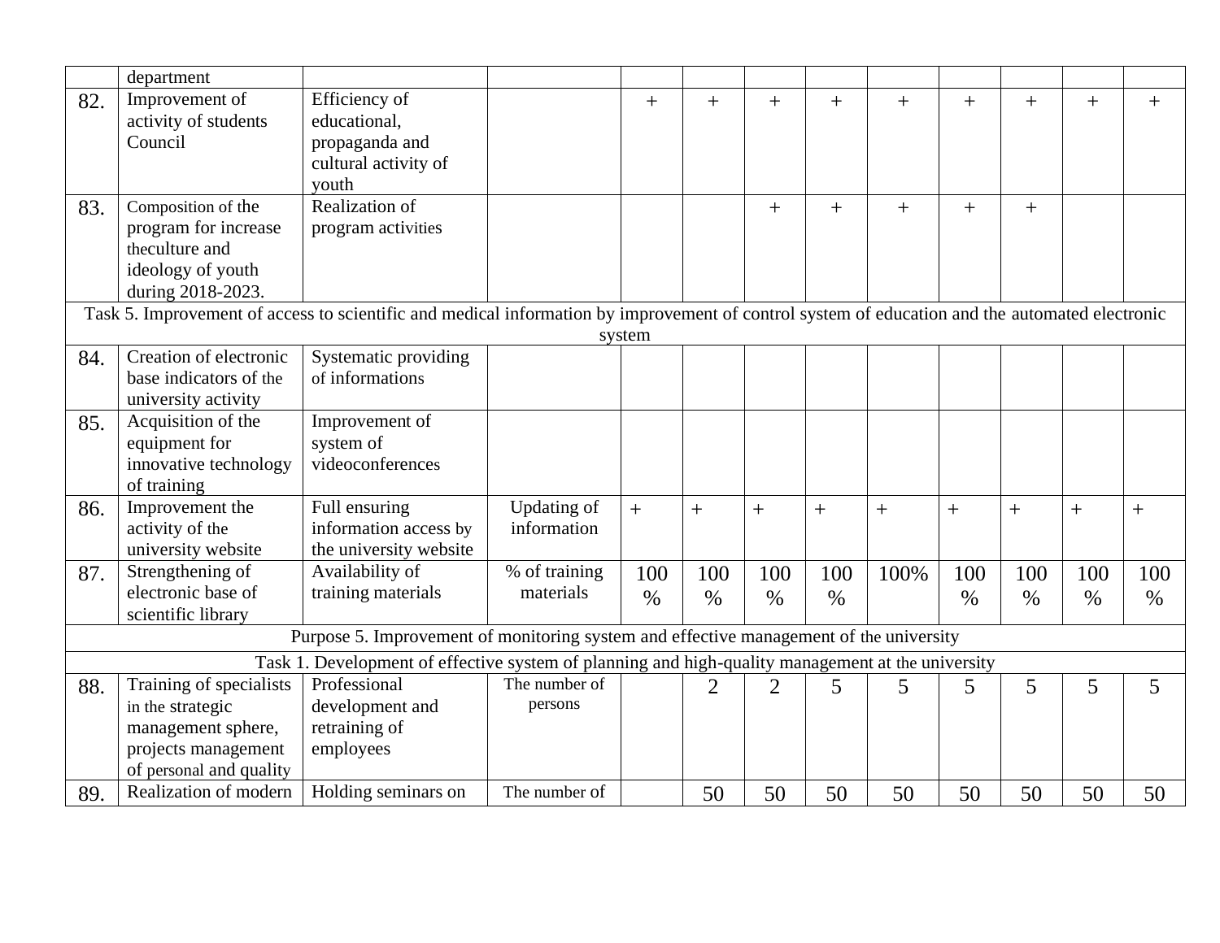|  |  |  |  |  |  |  |  |  |  |  |  |  |
|---|---|---|---|---|---|---|---|---|---|---|---|---|
|  | department |  |  |  |  |  |  |  |  |  |  |  |
| 82. | Improvement of activity of students Council | Efficiency of educational, propaganda and cultural activity of youth |  | + | + | + | + | + | + | + | + | + |
| 83. | Composition of the program for increase theculture and ideology of youth during 2018-2023. | Realization of program activities |  |  |  | + | + | + | + | + |  |  |
| Task 5. Improvement of access to scientific and medical information by improvement of control system of education and the automated electronic system |  |  |  |  |  |  |  |  |  |  |  |  |
| 84. | Creation of electronic base indicators of the university activity | Systematic providing of informations |  |  |  |  |  |  |  |  |  |  |
| 85. | Acquisition of the equipment for innovative technology of training | Improvement of system of videoconferences |  |  |  |  |  |  |  |  |  |  |
| 86. | Improvement the activity of the university website | Full ensuring information access by the university website | Updating of information | + | + | + | + | + | + | + | + | + |
| 87. | Strengthening of electronic base of scientific library | Availability of training materials | % of training materials | 100 % | 100 % | 100 % | 100 % | 100% | 100 % | 100 % | 100 % | 100 % |
| Purpose 5. Improvement of monitoring system and effective management of the university |  |  |  |  |  |  |  |  |  |  |  |  |
| Task 1. Development of effective system of planning and high-quality management at the university |  |  |  |  |  |  |  |  |  |  |  |  |
| 88. | Training of specialists in the strategic management sphere, projects management of personal and quality | Professional development and retraining of employees | The number of persons |  | 2 | 2 | 5 | 5 | 5 | 5 | 5 | 5 |
| 89. | Realization of modern | Holding seminars on | The number of |  | 50 | 50 | 50 | 50 | 50 | 50 | 50 | 50 |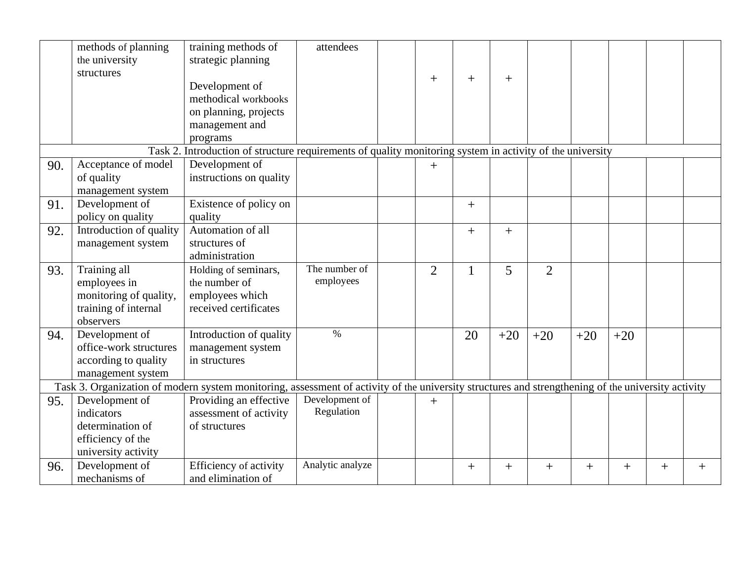| | | | | | | | | | | | | |
|---|---|---|---|---|---|---|---|---|---|---|---|---|
| | methods of planning the university structures | training methods of strategic planning<br><br>Development of methodical workbooks on planning, projects management and programs | attendees | | + | + | + | | | | | |
| Task 2. Introduction of structure requirements of quality monitoring system in activity of the university | | | | | | | | | | | | |
| 90. | Acceptance of model of quality management system | Development of instructions on quality | | | + | | | | | | | |
| 91. | Development of policy on quality | Existence of policy on quality | | | | + | | | | | | |
| 92. | Introduction of quality management system | Automation of all structures of administration | | | | + | + | | | | | |
| 93. | Training all employees in monitoring of quality, training of internal observers | Holding of seminars, the number of employees which received certificates | The number of employees | | 2 | 1 | 5 | 2 | | | | |
| 94. | Development of office-work structures according to quality management system | Introduction of quality management system in structures | % | | | 20 | +20 | +20 | +20 | +20 | | |
| Task 3. Organization of modern system monitoring, assessment of activity of the university structures and strengthening of the university activity | | | | | | | | | | | | |
| 95. | Development of indicators determination of efficiency of the university activity | Providing an effective assessment of activity of structures | Development of Regulation | | + | | | | | | | |
| 96. | Development of mechanisms of | Efficiency of activity and elimination of | Analytic analyze | | | + | + | + | + | + | + | + |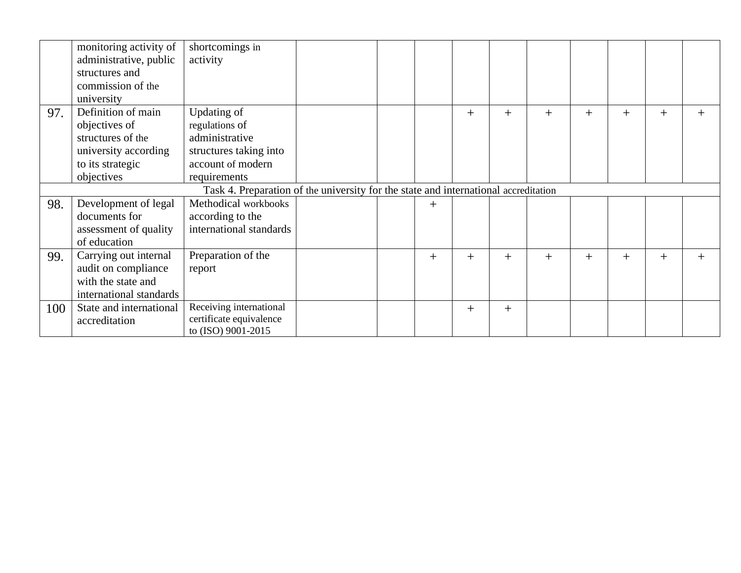| | | | | | | | | | | | | |
|---|---|---|---|---|---|---|---|---|---|---|---|---|
| | monitoring activity of administrative, public structures and commission of the university | shortcomings in activity | | | | | | | | | | |
| 97. | Definition of main objectives of structures of the university according to its strategic objectives | Updating of regulations of administrative structures taking into account of modern requirements | | | | + | + | + | + | + | + | + |
| Task 4. Preparation of the university for the state and international accreditation | | | | | | | | | | | | |
| 98. | Development of legal documents for assessment of quality of education | Methodical workbooks according to the international standards | | | + | | | | | | | |
| 99. | Carrying out internal audit on compliance with the state and international standards | Preparation of the report | | | + | + | + | + | + | + | + | + |
| 100 | State and international accreditation | Receiving international certificate equivalence to (ISO) 9001-2015 | | | | + | + | | | | | |